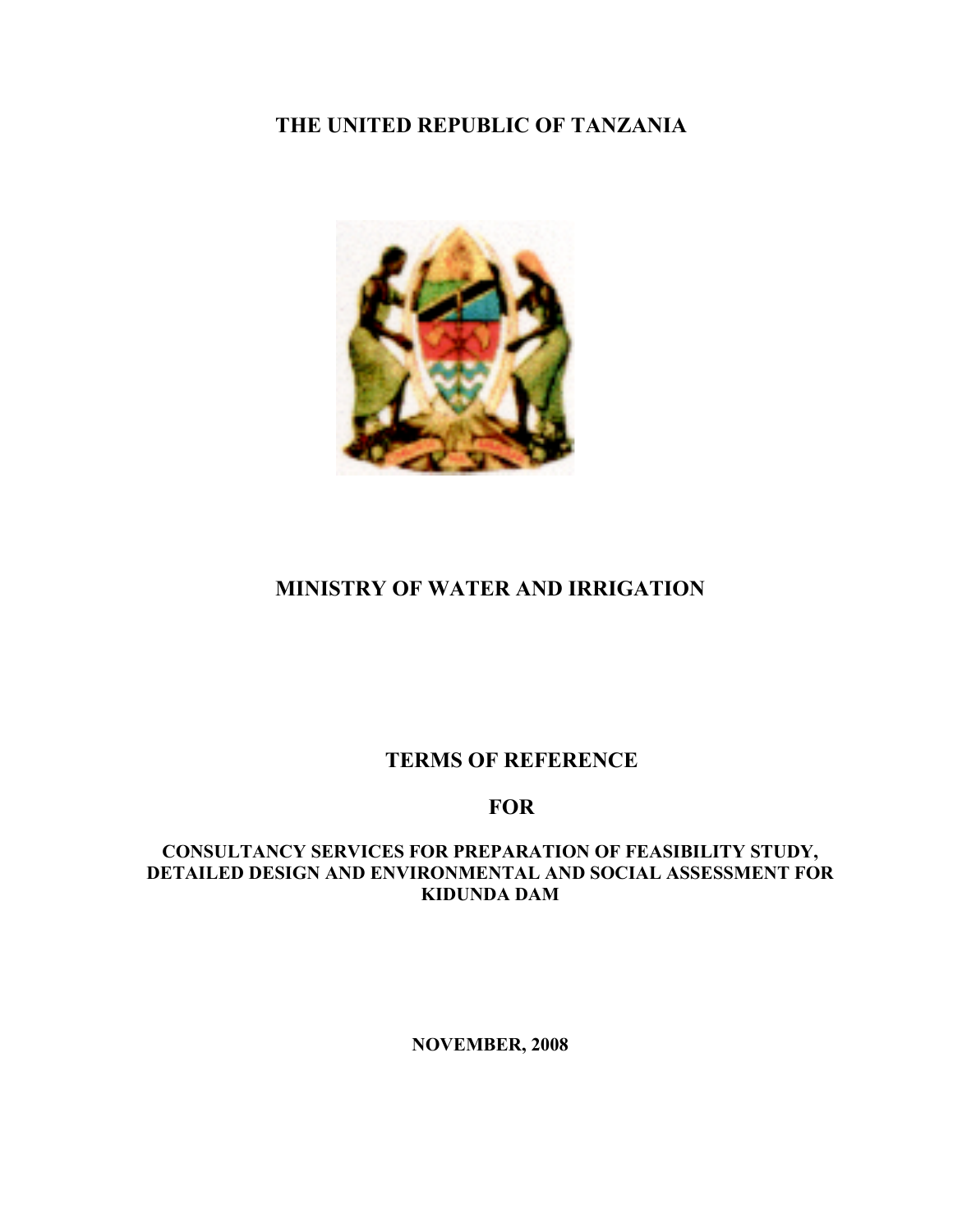# THE UNITED REPUBLIC OF TANZANIA

# MINISTRY OF WATER AND IRRIGATION

## TERMS OF REFERENCE

## FOR

### CONSULTANCY SERVICES FOR PREPARATION OF FEASIBILITY STUDY, DETAILED DESIGN AND ENVIRONMENTAL AND SOCIAL ASSESSMENT FOR KIDUNDA DAM

**NOVEMBER, 2008**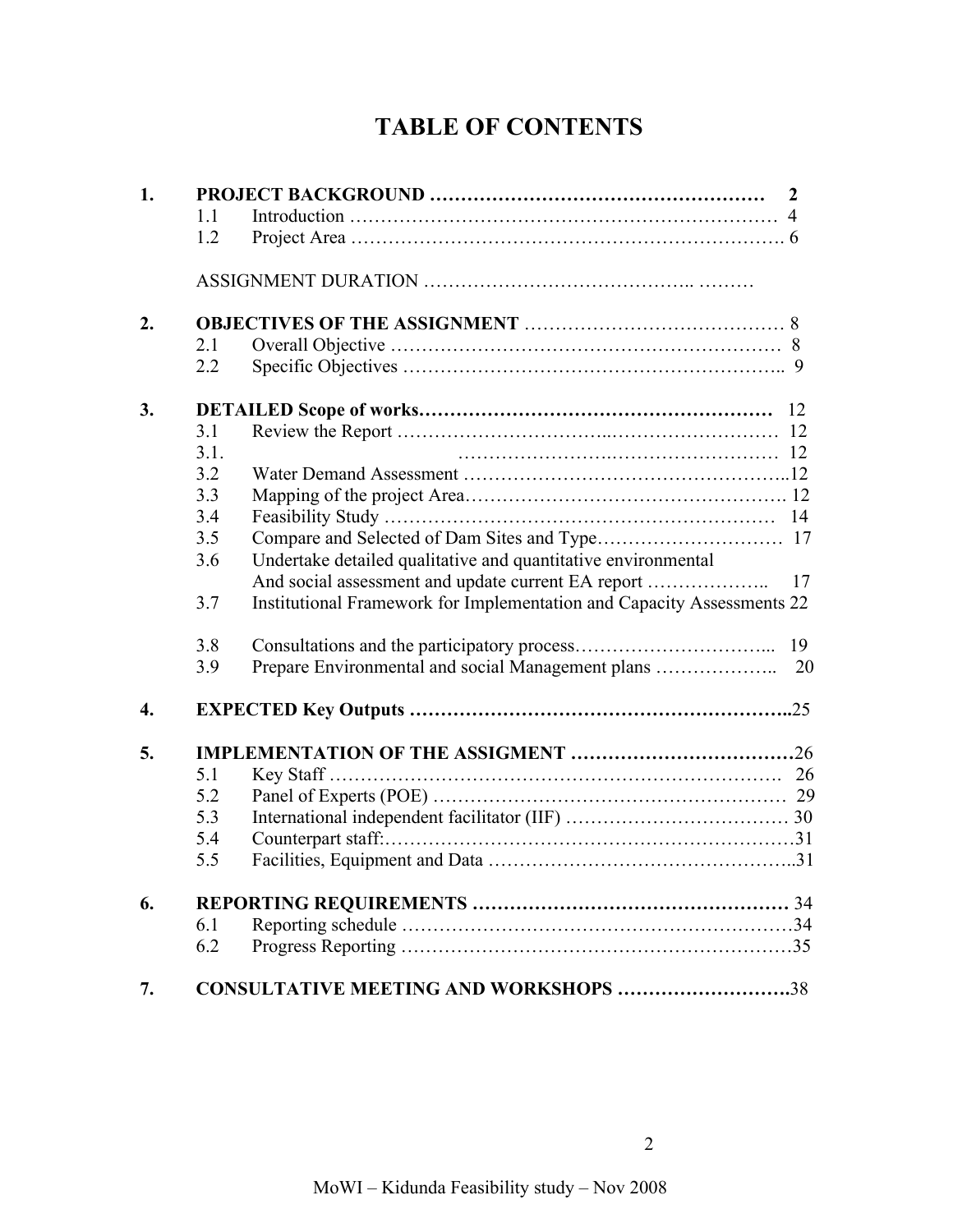# TABLE OF CONTENTS

| | | | |
|---|---|---|---|
| **1.** | **PROJECT BACKGROUND** | | **2** |
| | 1.1 | Introduction | 4 |
| | 1.2 | Project Area | 6 |
| | ASSIGNMENT DURATION | | |
| **2.** | **OBJECTIVES OF THE ASSIGNMENT** | | 8 |
| | 2.1 | Overall Objective | 8 |
| | 2.2 | Specific Objectives | 9 |
| **3.** | **DETAILED Scope of works** | | 12 |
| | 3.1 | Review the Report | 12 |
| | 3.1. | | 12 |
| | 3.2 | Water Demand Assessment | 12 |
| | 3.3 | Mapping of the project Area | 12 |
| | 3.4 | Feasibility Study | 14 |
| | 3.5 | Compare and Selected of Dam Sites and Type | 17 |
| | 3.6 | Undertake detailed qualitative and quantitative environmental And social assessment and update current EA report | 17 |
| | 3.7 | Institutional Framework for Implementation and Capacity Assessments | 22 |
| | 3.8 | Consultations and the participatory process | 19 |
| | 3.9 | Prepare Environmental and social Management plans | 20 |
| **4.** | **EXPECTED Key Outputs** | | 25 |
| **5.** | **IMPLEMENTATION OF THE ASSIGMENT** | | 26 |
| | 5.1 | Key Staff | 26 |
| | 5.2 | Panel of Experts (POE) | 29 |
| | 5.3 | International independent facilitator (IIF) | 30 |
| | 5.4 | Counterpart staff: | 31 |
| | 5.5 | Facilities, Equipment and Data | 31 |
| **6.** | **REPORTING REQUIREMENTS** | | 34 |
| | 6.1 | Reporting schedule | 34 |
| | 6.2 | Progress Reporting | 35 |
| **7.** | **CONSULTATIVE MEETING AND WORKSHOPS** | | 38 |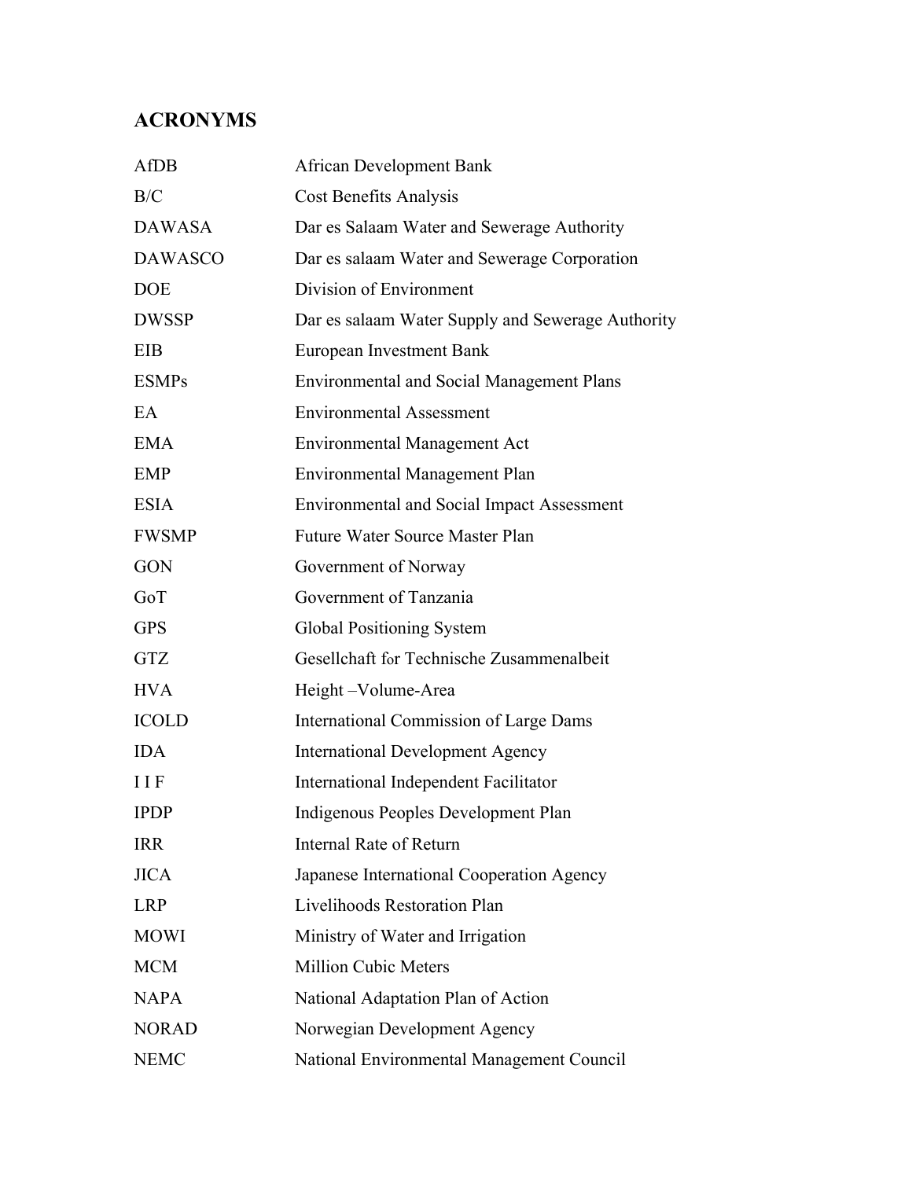## ACRONYMS

| | |
|---|---|
| AfDB | African Development Bank |
| B/C | Cost Benefits Analysis |
| DAWASA | Dar es Salaam Water and Sewerage Authority |
| DAWASCO | Dar es salaam Water and Sewerage Corporation |
| DOE | Division of Environment |
| DWSSP | Dar es salaam Water Supply and Sewerage Authority |
| EIB | European Investment Bank |
| ESMPs | Environmental and Social Management Plans |
| EA | Environmental Assessment |
| EMA | Environmental Management Act |
| EMP | Environmental Management Plan |
| ESIA | Environmental and Social Impact Assessment |
| FWSMP | Future Water Source Master Plan |
| GON | Government of Norway |
| GoT | Government of Tanzania |
| GPS | Global Positioning System |
| GTZ | Gesellchaft for Technische Zusammenalbeit |
| HVA | Height –Volume-Area |
| ICOLD | International Commission of Large Dams |
| IDA | International Development Agency |
| I I F | International Independent Facilitator |
| IPDP | Indigenous Peoples Development Plan |
| IRR | Internal Rate of Return |
| JICA | Japanese International Cooperation Agency |
| LRP | Livelihoods Restoration Plan |
| MOWI | Ministry of Water and Irrigation |
| MCM | Million Cubic Meters |
| NAPA | National Adaptation Plan of Action |
| NORAD | Norwegian Development Agency |
| NEMC | National Environmental Management Council |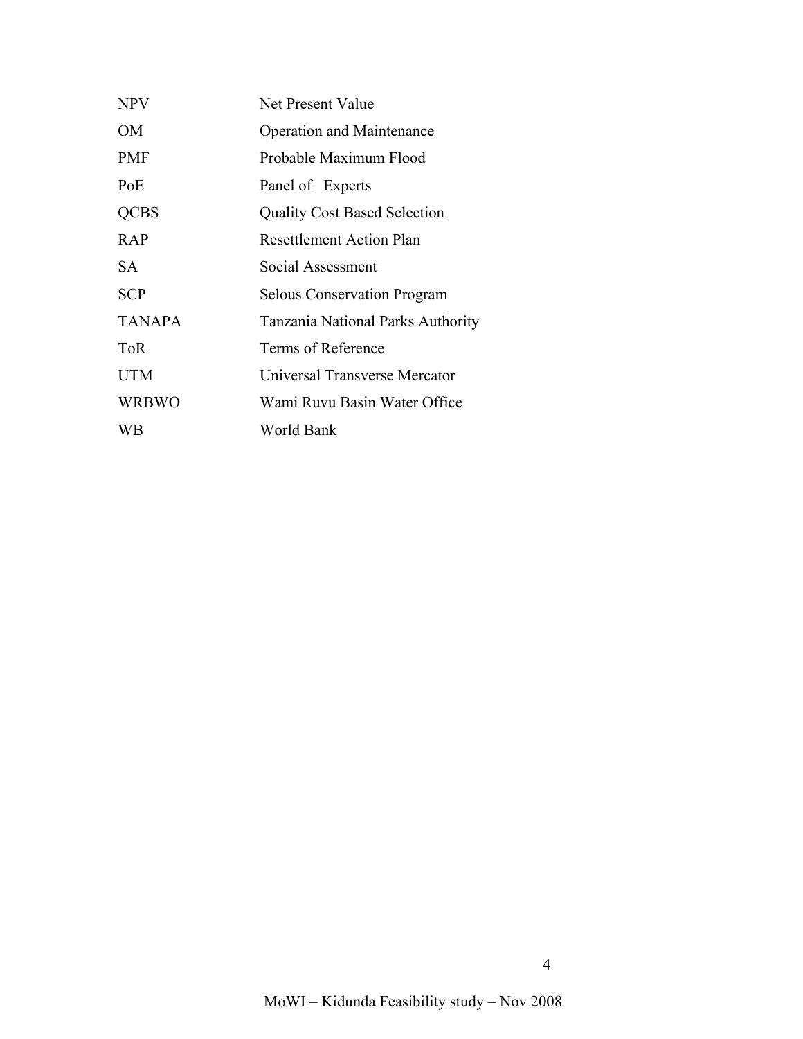| | |
|---|---|
| NPV | Net Present Value |
| OM | Operation and Maintenance |
| PMF | Probable Maximum Flood |
| PoE | Panel of Experts |
| QCBS | Quality Cost Based Selection |
| RAP | Resettlement Action Plan |
| SA | Social Assessment |
| SCP | Selous Conservation Program |
| TANAPA | Tanzania National Parks Authority |
| ToR | Terms of Reference |
| UTM | Universal Transverse Mercator |
| WRBWO | Wami Ruvu Basin Water Office |
| WB | World Bank |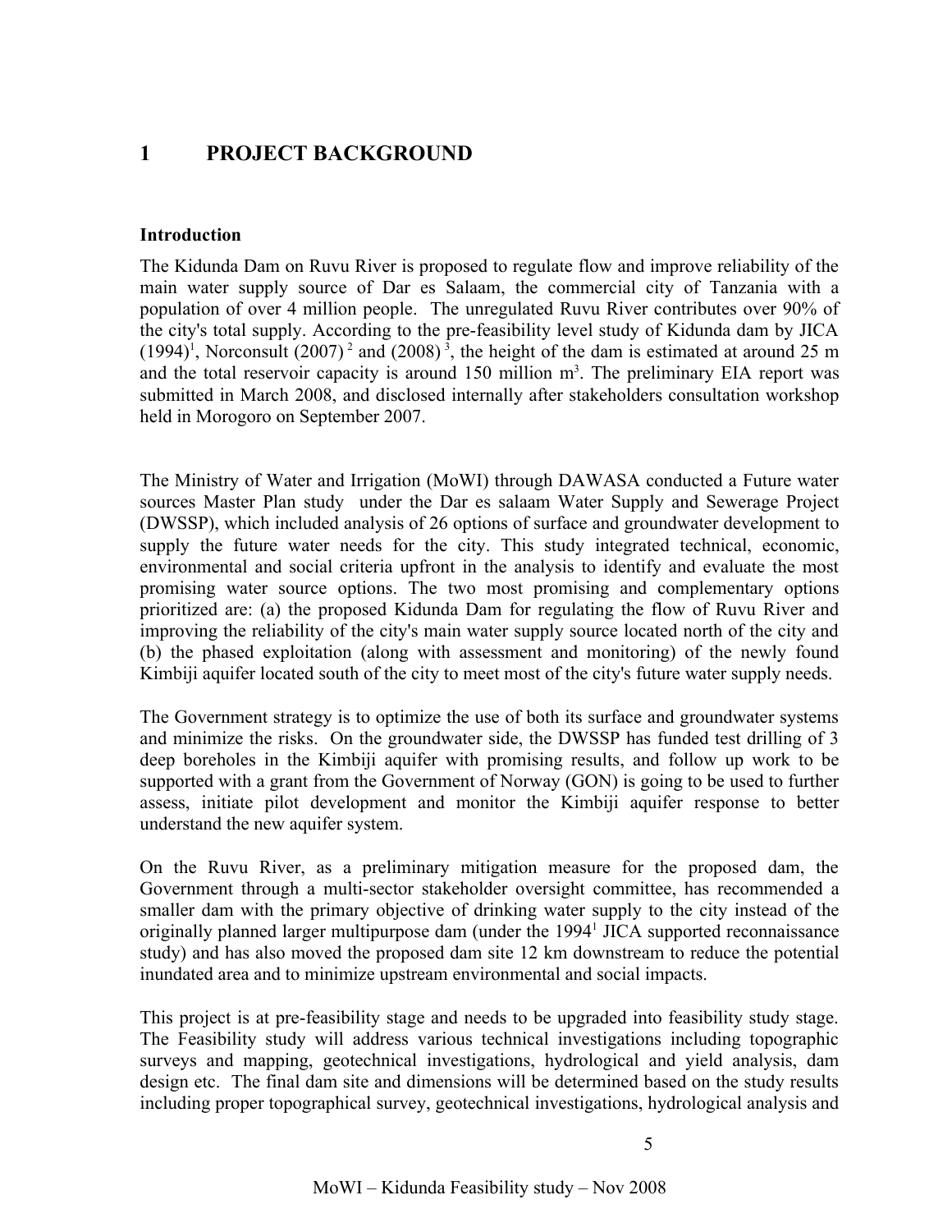# 1 PROJECT BACKGROUND

**Introduction**

The Kidunda Dam on Ruvu River is proposed to regulate flow and improve reliability of the main water supply source of Dar es Salaam, the commercial city of Tanzania with a population of over 4 million people. The unregulated Ruvu River contributes over 90% of the city's total supply. According to the pre-feasibility level study of Kidunda dam by JICA (1994)[1], Norconsult (2007)[2] and (2008)[3], the height of the dam is estimated at around 25 m and the total reservoir capacity is around 150 million $m^3$. The preliminary EIA report was submitted in March 2008, and disclosed internally after stakeholders consultation workshop held in Morogoro on September 2007.

The Ministry of Water and Irrigation (MoWI) through DAWASA conducted a Future water sources Master Plan study under the Dar es salaam Water Supply and Sewerage Project (DWSSP), which included analysis of 26 options of surface and groundwater development to supply the future water needs for the city. This study integrated technical, economic, environmental and social criteria upfront in the analysis to identify and evaluate the most promising water source options. The two most promising and complementary options prioritized are: (a) the proposed Kidunda Dam for regulating the flow of Ruvu River and improving the reliability of the city's main water supply source located north of the city and (b) the phased exploitation (along with assessment and monitoring) of the newly found Kimbiji aquifer located south of the city to meet most of the city's future water supply needs.

The Government strategy is to optimize the use of both its surface and groundwater systems and minimize the risks. On the groundwater side, the DWSSP has funded test drilling of 3 deep boreholes in the Kimbiji aquifer with promising results, and follow up work to be supported with a grant from the Government of Norway (GON) is going to be used to further assess, initiate pilot development and monitor the Kimbiji aquifer response to better understand the new aquifer system.

On the Ruvu River, as a preliminary mitigation measure for the proposed dam, the Government through a multi-sector stakeholder oversight committee, has recommended a smaller dam with the primary objective of drinking water supply to the city instead of the originally planned larger multipurpose dam (under the 1994[1] JICA supported reconnaissance study) and has also moved the proposed dam site 12 km downstream to reduce the potential inundated area and to minimize upstream environmental and social impacts.

This project is at pre-feasibility stage and needs to be upgraded into feasibility study stage. The Feasibility study will address various technical investigations including topographic surveys and mapping, geotechnical investigations, hydrological and yield analysis, dam design etc. The final dam site and dimensions will be determined based on the study results including proper topographical survey, geotechnical investigations, hydrological analysis and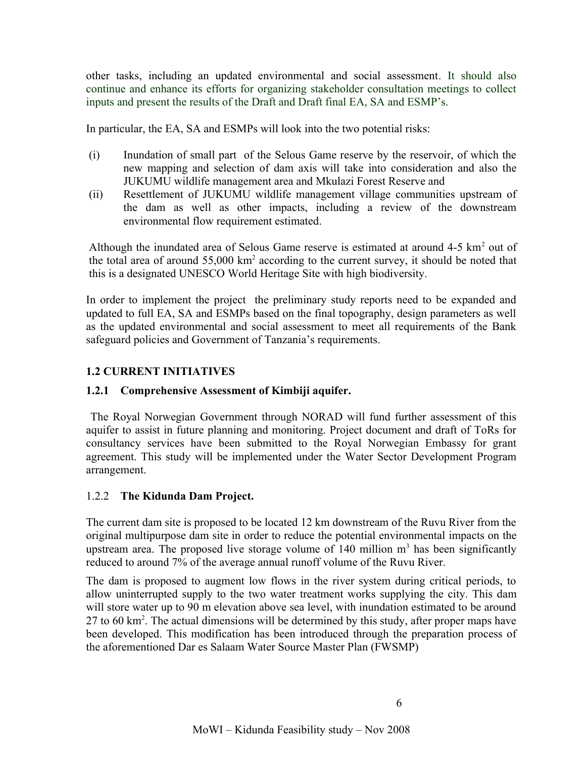other tasks, including an updated environmental and social assessment. It should also continue and enhance its efforts for organizing stakeholder consultation meetings to collect inputs and present the results of the Draft and Draft final EA, SA and ESMP's.

In particular, the EA, SA and ESMPs will look into the two potential risks:

(i) Inundation of small part of the Selous Game reserve by the reservoir, of which the new mapping and selection of dam axis will take into consideration and also the JUKUMU wildlife management area and Mkulazi Forest Reserve and

(ii) Resettlement of JUKUMU wildlife management village communities upstream of the dam as well as other impacts, including a review of the downstream environmental flow requirement estimated.

Although the inundated area of Selous Game reserve is estimated at around 4-5 $km^2$ out of the total area of around 55,000 $km^2$ according to the current survey, it should be noted that this is a designated UNESCO World Heritage Site with high biodiversity.

In order to implement the project the preliminary study reports need to be expanded and updated to full EA, SA and ESMPs based on the final topography, design parameters as well as the updated environmental and social assessment to meet all requirements of the Bank safeguard policies and Government of Tanzania's requirements.

## 1.2 CURRENT INITIATIVES

### 1.2.1 Comprehensive Assessment of Kimbiji aquifer.

The Royal Norwegian Government through NORAD will fund further assessment of this aquifer to assist in future planning and monitoring. Project document and draft of ToRs for consultancy services have been submitted to the Royal Norwegian Embassy for grant agreement. This study will be implemented under the Water Sector Development Program arrangement.

### 1.2.2 The Kidunda Dam Project.

The current dam site is proposed to be located 12 km downstream of the Ruvu River from the original multipurpose dam site in order to reduce the potential environmental impacts on the upstream area. The proposed live storage volume of 140 million $m^3$ has been significantly reduced to around 7% of the average annual runoff volume of the Ruvu River.

The dam is proposed to augment low flows in the river system during critical periods, to allow uninterrupted supply to the two water treatment works supplying the city. This dam will store water up to 90 m elevation above sea level, with inundation estimated to be around 27 to 60 $km^2$. The actual dimensions will be determined by this study, after proper maps have been developed. This modification has been introduced through the preparation process of the aforementioned Dar es Salaam Water Source Master Plan (FWSMP)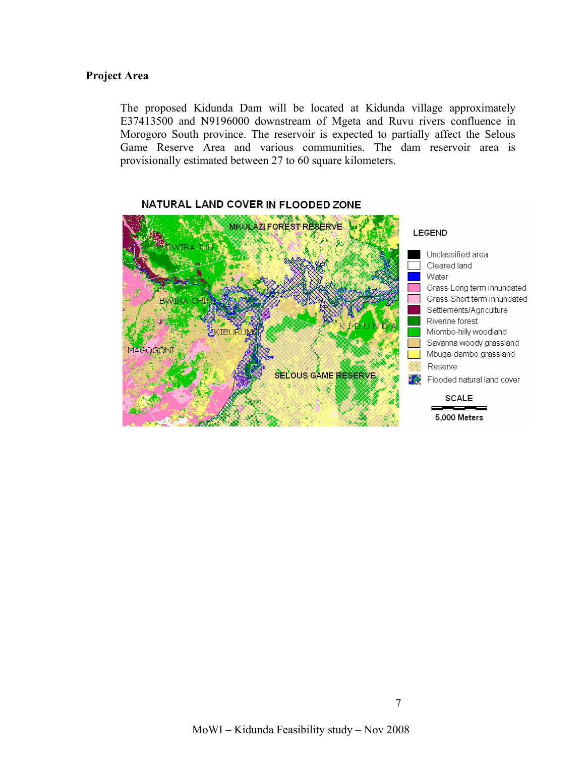## Project Area

The proposed Kidunda Dam will be located at Kidunda village approximately E37413500 and N9196000 downstream of Mgeta and Ruvu rivers confluence in Morogoro South province. The reservoir is expected to partially affect the Selous Game Reserve Area and various communities. The dam reservoir area is provisionally estimated between 27 to 60 square kilometers.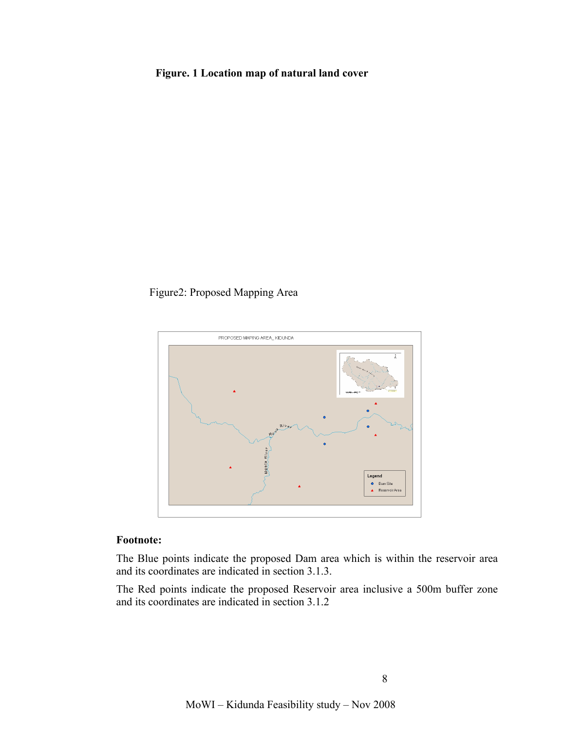**Figure. 1 Location map of natural land cover**

Figure2: Proposed Mapping Area

**Footnote:**

The Blue points indicate the proposed Dam area which is within the reservoir area and its coordinates are indicated in section 3.1.3.

The Red points indicate the proposed Reservoir area inclusive a 500m buffer zone and its coordinates are indicated in section 3.1.2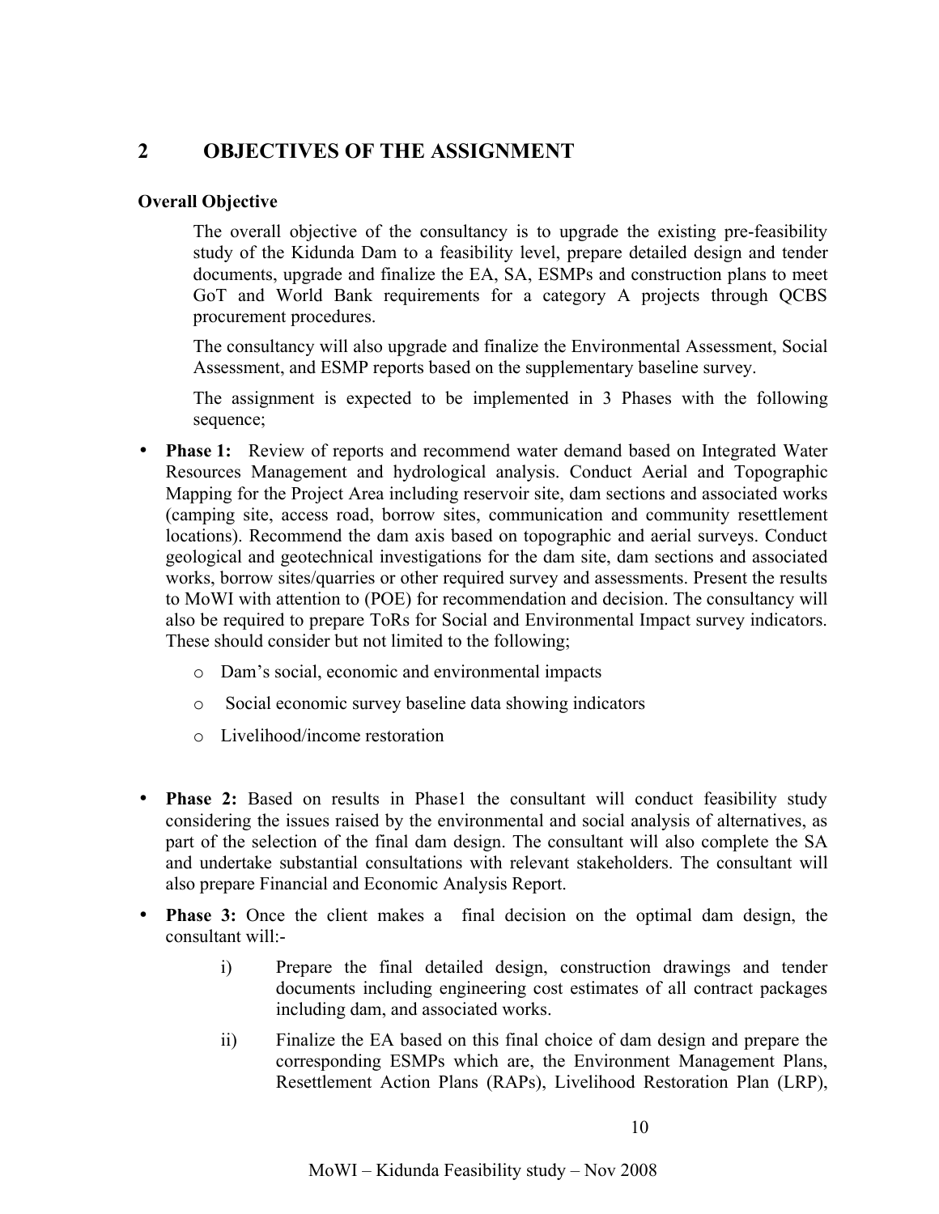## 2 OBJECTIVES OF THE ASSIGNMENT

**Overall Objective**

The overall objective of the consultancy is to upgrade the existing pre-feasibility study of the Kidunda Dam to a feasibility level, prepare detailed design and tender documents, upgrade and finalize the EA, SA, ESMPs and construction plans to meet GoT and World Bank requirements for a category A projects through QCBS procurement procedures.

The consultancy will also upgrade and finalize the Environmental Assessment, Social Assessment, and ESMP reports based on the supplementary baseline survey.

The assignment is expected to be implemented in 3 Phases with the following sequence;

- **Phase 1:** Review of reports and recommend water demand based on Integrated Water Resources Management and hydrological analysis. Conduct Aerial and Topographic Mapping for the Project Area including reservoir site, dam sections and associated works (camping site, access road, borrow sites, communication and community resettlement locations). Recommend the dam axis based on topographic and aerial surveys. Conduct geological and geotechnical investigations for the dam site, dam sections and associated works, borrow sites/quarries or other required survey and assessments. Present the results to MoWI with attention to (POE) for recommendation and decision. The consultancy will also be required to prepare ToRs for Social and Environmental Impact survey indicators. These should consider but not limited to the following;
  - Dam's social, economic and environmental impacts
  - Social economic survey baseline data showing indicators
  - Livelihood/income restoration

- **Phase 2:** Based on results in Phase1 the consultant will conduct feasibility study considering the issues raised by the environmental and social analysis of alternatives, as part of the selection of the final dam design. The consultant will also complete the SA and undertake substantial consultations with relevant stakeholders. The consultant will also prepare Financial and Economic Analysis Report.

- **Phase 3:** Once the client makes a final decision on the optimal dam design, the consultant will:-
  - i) Prepare the final detailed design, construction drawings and tender documents including engineering cost estimates of all contract packages including dam, and associated works.
  - ii) Finalize the EA based on this final choice of dam design and prepare the corresponding ESMPs which are, the Environment Management Plans, Resettlement Action Plans (RAPs), Livelihood Restoration Plan (LRP),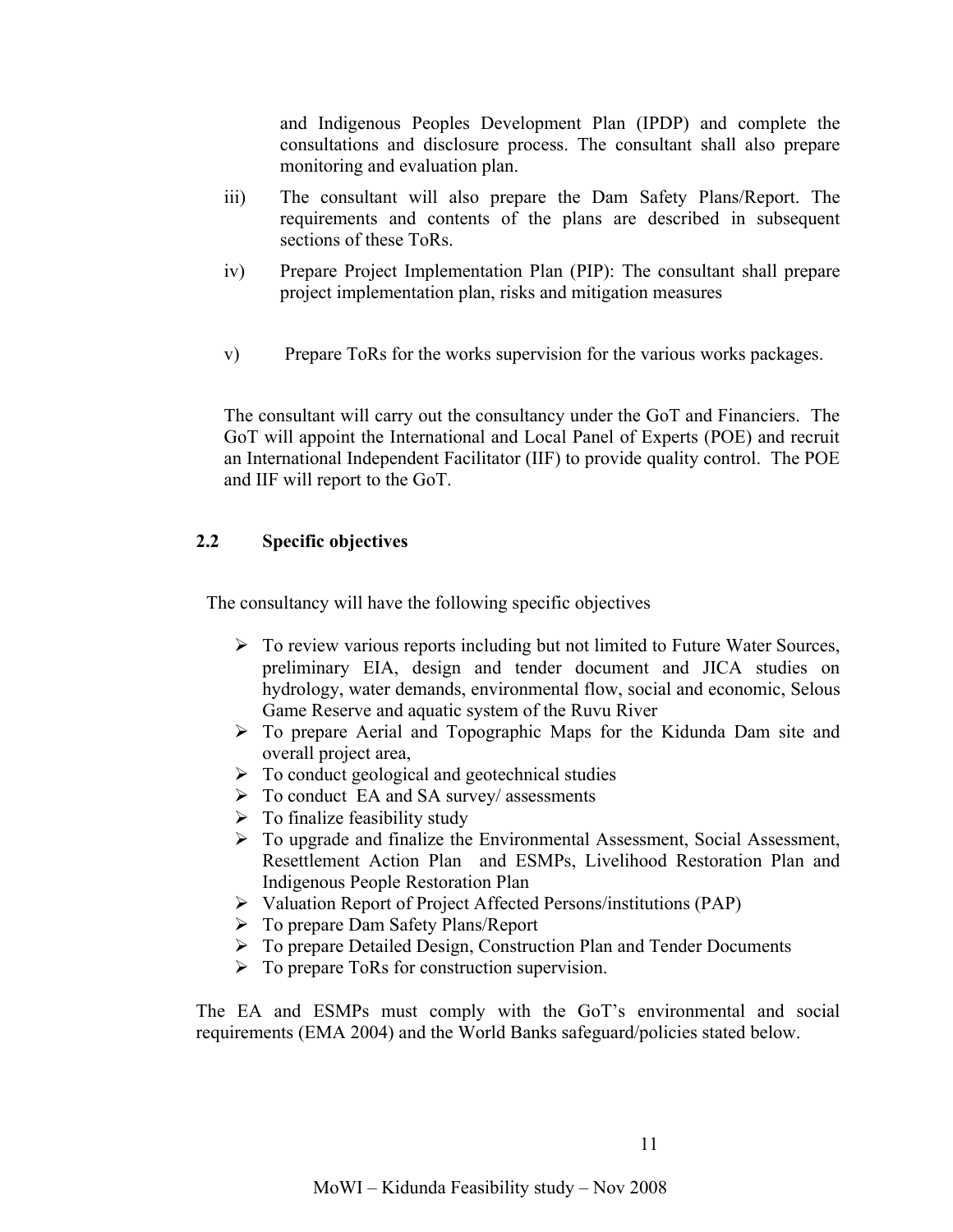and Indigenous Peoples Development Plan (IPDP) and complete the consultations and disclosure process. The consultant shall also prepare monitoring and evaluation plan.

iii) The consultant will also prepare the Dam Safety Plans/Report. The requirements and contents of the plans are described in subsequent sections of these ToRs.

iv) Prepare Project Implementation Plan (PIP): The consultant shall prepare project implementation plan, risks and mitigation measures

v) Prepare ToRs for the works supervision for the various works packages.

The consultant will carry out the consultancy under the GoT and Financiers. The GoT will appoint the International and Local Panel of Experts (POE) and recruit an International Independent Facilitator (IIF) to provide quality control. The POE and IIF will report to the GoT.

## 2.2 Specific objectives

The consultancy will have the following specific objectives

- To review various reports including but not limited to Future Water Sources, preliminary EIA, design and tender document and JICA studies on hydrology, water demands, environmental flow, social and economic, Selous Game Reserve and aquatic system of the Ruvu River
- To prepare Aerial and Topographic Maps for the Kidunda Dam site and overall project area,
- To conduct geological and geotechnical studies
- To conduct EA and SA survey/ assessments
- To finalize feasibility study
- To upgrade and finalize the Environmental Assessment, Social Assessment, Resettlement Action Plan and ESMPs, Livelihood Restoration Plan and Indigenous People Restoration Plan
- Valuation Report of Project Affected Persons/institutions (PAP)
- To prepare Dam Safety Plans/Report
- To prepare Detailed Design, Construction Plan and Tender Documents
- To prepare ToRs for construction supervision.

The EA and ESMPs must comply with the GoT's environmental and social requirements (EMA 2004) and the World Banks safeguard/policies stated below.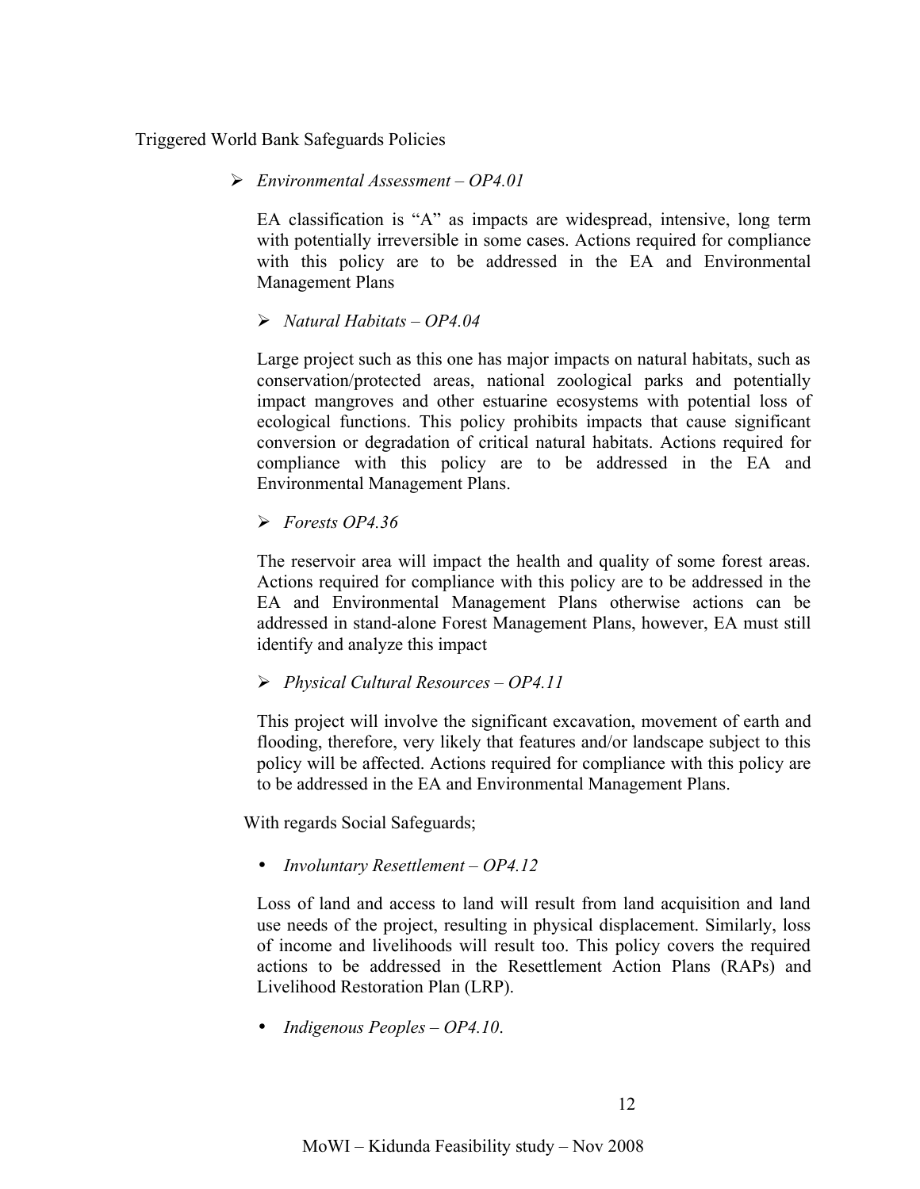Triggered World Bank Safeguards Policies

- *Environmental Assessment – OP4.01*

  EA classification is "A" as impacts are widespread, intensive, long term with potentially irreversible in some cases. Actions required for compliance with this policy are to be addressed in the EA and Environmental Management Plans

- *Natural Habitats – OP4.04*

  Large project such as this one has major impacts on natural habitats, such as conservation/protected areas, national zoological parks and potentially impact mangroves and other estuarine ecosystems with potential loss of ecological functions. This policy prohibits impacts that cause significant conversion or degradation of critical natural habitats. Actions required for compliance with this policy are to be addressed in the EA and Environmental Management Plans.

- *Forests OP4.36*

  The reservoir area will impact the health and quality of some forest areas. Actions required for compliance with this policy are to be addressed in the EA and Environmental Management Plans otherwise actions can be addressed in stand-alone Forest Management Plans, however, EA must still identify and analyze this impact

- *Physical Cultural Resources – OP4.11*

  This project will involve the significant excavation, movement of earth and flooding, therefore, very likely that features and/or landscape subject to this policy will be affected. Actions required for compliance with this policy are to be addressed in the EA and Environmental Management Plans.

With regards Social Safeguards;

- *Involuntary Resettlement – OP4.12*

  Loss of land and access to land will result from land acquisition and land use needs of the project, resulting in physical displacement. Similarly, loss of income and livelihoods will result too. This policy covers the required actions to be addressed in the Resettlement Action Plans (RAPs) and Livelihood Restoration Plan (LRP).

- *Indigenous Peoples – OP4.10*.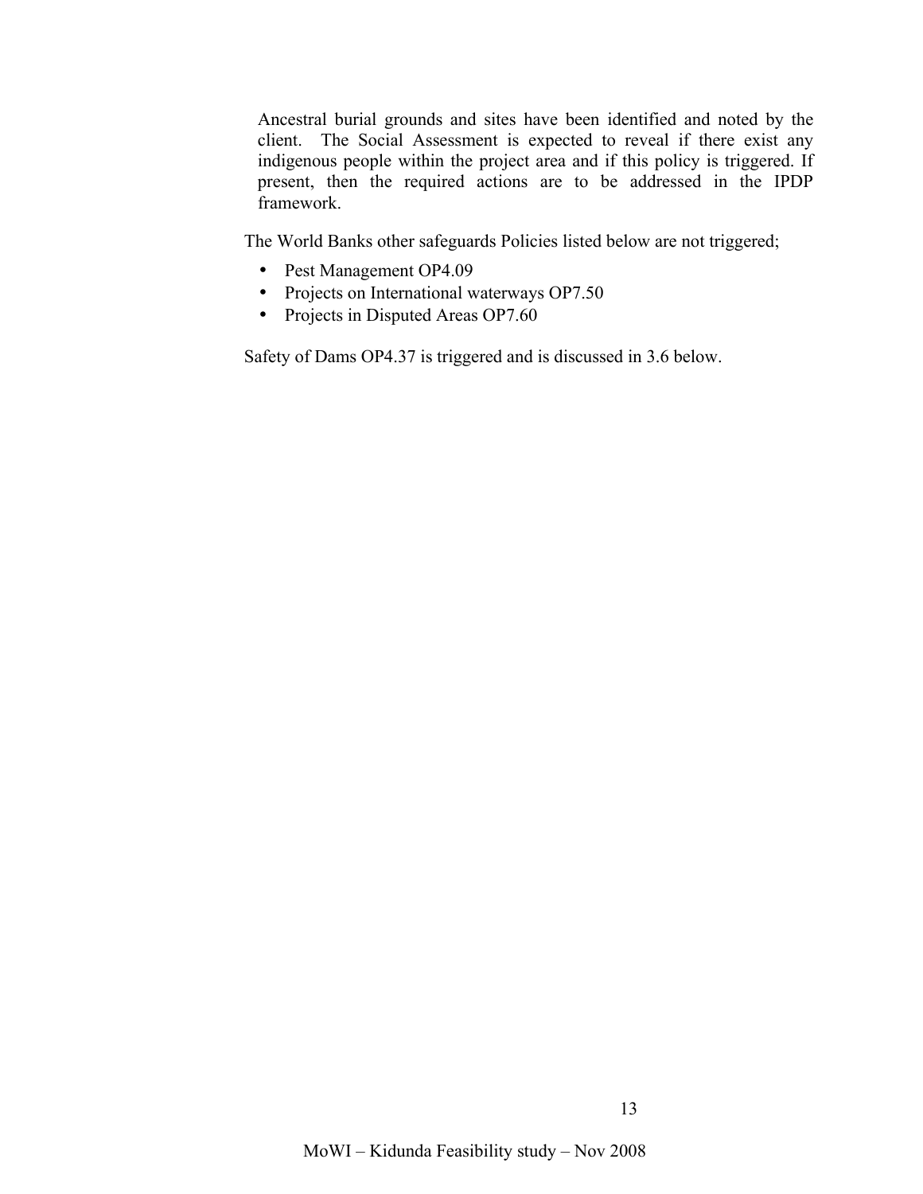Ancestral burial grounds and sites have been identified and noted by the client. The Social Assessment is expected to reveal if there exist any indigenous people within the project area and if this policy is triggered. If present, then the required actions are to be addressed in the IPDP framework.

The World Banks other safeguards Policies listed below are not triggered;

- Pest Management OP4.09
- Projects on International waterways OP7.50
- Projects in Disputed Areas OP7.60

Safety of Dams OP4.37 is triggered and is discussed in 3.6 below.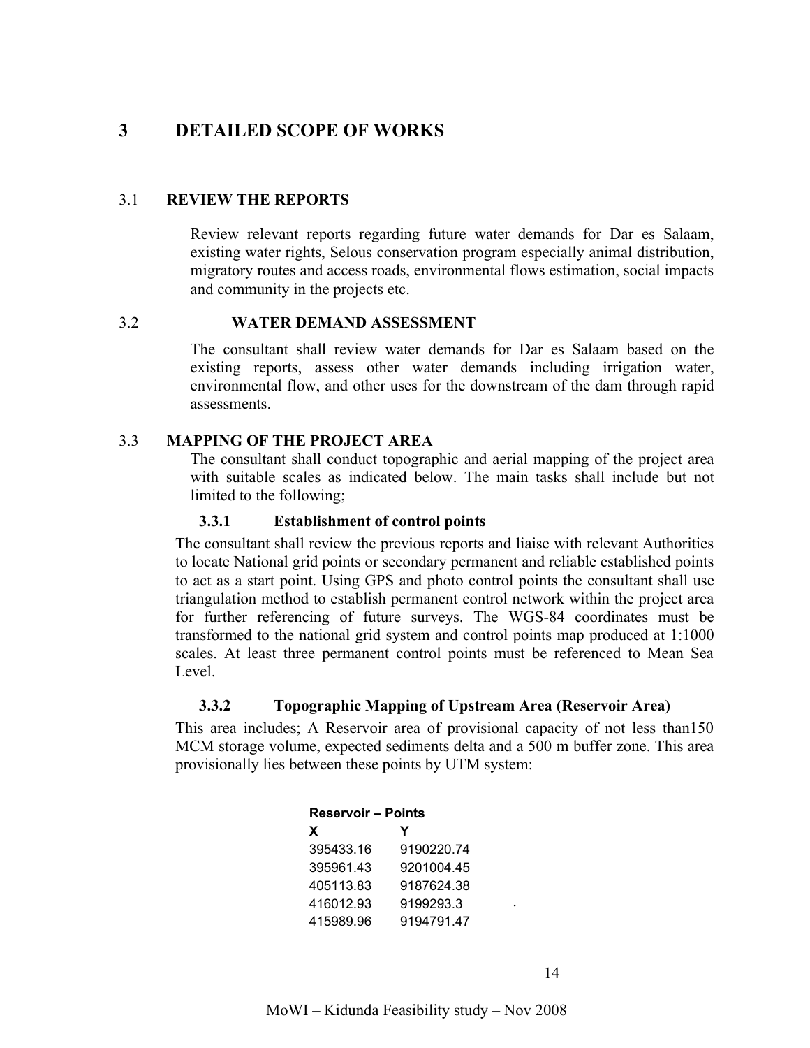# 3 DETAILED SCOPE OF WORKS

## 3.1 REVIEW THE REPORTS

Review relevant reports regarding future water demands for Dar es Salaam, existing water rights, Selous conservation program especially animal distribution, migratory routes and access roads, environmental flows estimation, social impacts and community in the projects etc.

## 3.2 WATER DEMAND ASSESSMENT

The consultant shall review water demands for Dar es Salaam based on the existing reports, assess other water demands including irrigation water, environmental flow, and other uses for the downstream of the dam through rapid assessments.

## 3.3 MAPPING OF THE PROJECT AREA

The consultant shall conduct topographic and aerial mapping of the project area with suitable scales as indicated below. The main tasks shall include but not limited to the following;

### 3.3.1 Establishment of control points

The consultant shall review the previous reports and liaise with relevant Authorities to locate National grid points or secondary permanent and reliable established points to act as a start point. Using GPS and photo control points the consultant shall use triangulation method to establish permanent control network within the project area for further referencing of future surveys. The WGS-84 coordinates must be transformed to the national grid system and control points map produced at 1:1000 scales. At least three permanent control points must be referenced to Mean Sea Level.

### 3.3.2 Topographic Mapping of Upstream Area (Reservoir Area)

This area includes; A Reservoir area of provisional capacity of not less than150 MCM storage volume, expected sediments delta and a 500 m buffer zone. This area provisionally lies between these points by UTM system:

**Reservoir – Points**

| X | Y |
|---|---|
| 395433.16 | 9190220.74 |
| 395961.43 | 9201004.45 |
| 405113.83 | 9187624.38 |
| 416012.93 | 9199293.3 |
| 415989.96 | 9194791.47 |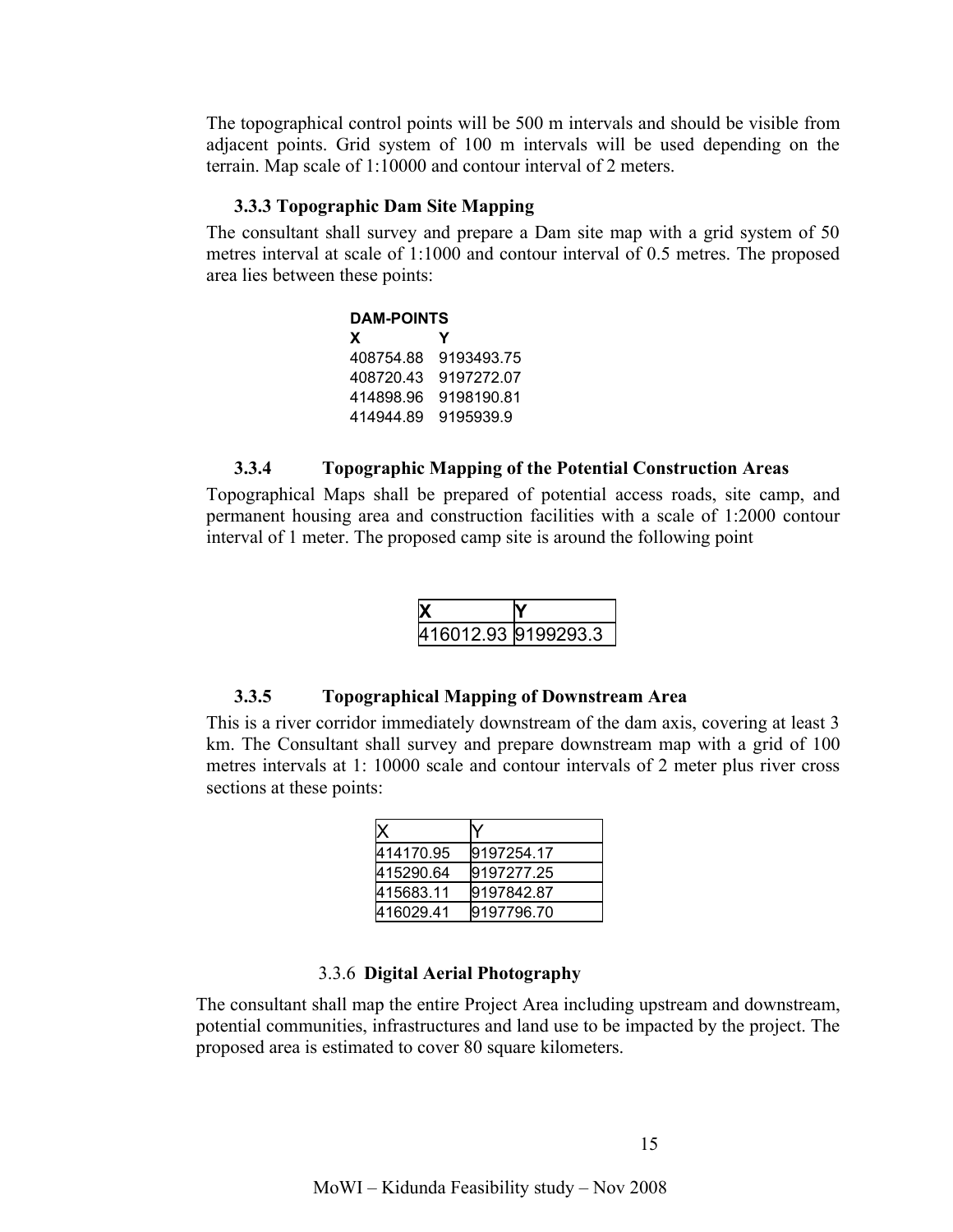The topographical control points will be 500 m intervals and should be visible from adjacent points. Grid system of 100 m intervals will be used depending on the terrain. Map scale of 1:10000 and contour interval of 2 meters.

### 3.3.3 Topographic Dam Site Mapping

The consultant shall survey and prepare a Dam site map with a grid system of 50 metres interval at scale of 1:1000 and contour interval of 0.5 metres. The proposed area lies between these points:

**DAM-POINTS**

| X | Y |
|---|---|
| 408754.88 | 9193493.75 |
| 408720.43 | 9197272.07 |
| 414898.96 | 9198190.81 |
| 414944.89 | 9195939.9 |

### 3.3.4 Topographic Mapping of the Potential Construction Areas

Topographical Maps shall be prepared of potential access roads, site camp, and permanent housing area and construction facilities with a scale of 1:2000 contour interval of 1 meter. The proposed camp site is around the following point

| X | Y |
|---|---|
| 416012.93 | 9199293.3 |

### 3.3.5 Topographical Mapping of Downstream Area

This is a river corridor immediately downstream of the dam axis, covering at least 3 km. The Consultant shall survey and prepare downstream map with a grid of 100 metres intervals at 1: 10000 scale and contour intervals of 2 meter plus river cross sections at these points:

| X | Y |
|---|---|
| 414170.95 | 9197254.17 |
| 415290.64 | 9197277.25 |
| 415683.11 | 9197842.87 |
| 416029.41 | 9197796.70 |

### 3.3.6 Digital Aerial Photography

The consultant shall map the entire Project Area including upstream and downstream, potential communities, infrastructures and land use to be impacted by the project. The proposed area is estimated to cover 80 square kilometers.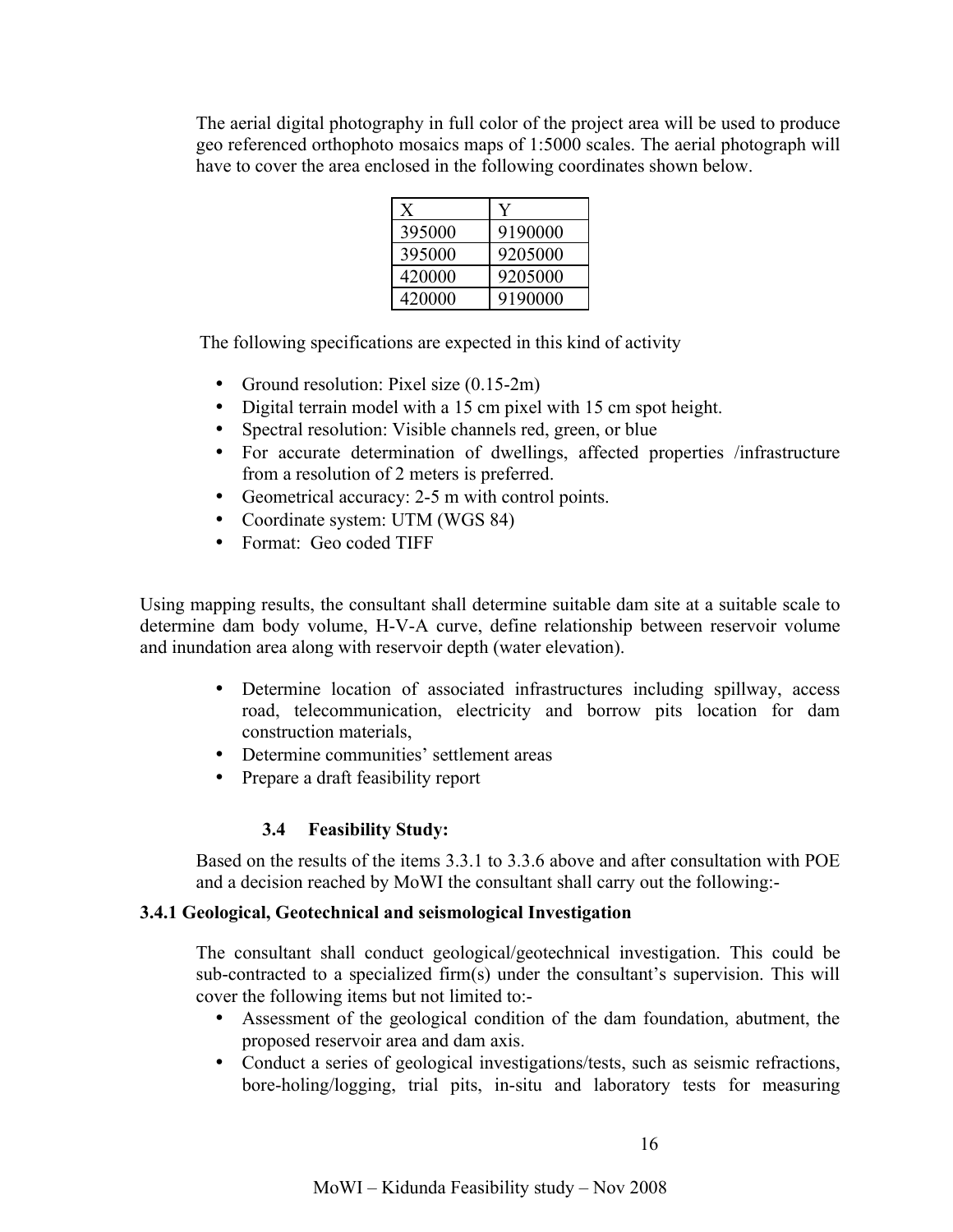The aerial digital photography in full color of the project area will be used to produce geo referenced orthophoto mosaics maps of 1:5000 scales. The aerial photograph will have to cover the area enclosed in the following coordinates shown below.

| X | Y |
|---|---|
| 395000 | 9190000 |
| 395000 | 9205000 |
| 420000 | 9205000 |
| 420000 | 9190000 |

The following specifications are expected in this kind of activity

- Ground resolution: Pixel size (0.15-2m)
- Digital terrain model with a 15 cm pixel with 15 cm spot height.
- Spectral resolution: Visible channels red, green, or blue
- For accurate determination of dwellings, affected properties /infrastructure from a resolution of 2 meters is preferred.
- Geometrical accuracy: 2-5 m with control points.
- Coordinate system: UTM (WGS 84)
- Format: Geo coded TIFF

Using mapping results, the consultant shall determine suitable dam site at a suitable scale to determine dam body volume, H-V-A curve, define relationship between reservoir volume and inundation area along with reservoir depth (water elevation).

- Determine location of associated infrastructures including spillway, access road, telecommunication, electricity and borrow pits location for dam construction materials,
- Determine communities' settlement areas
- Prepare a draft feasibility report

### 3.4 Feasibility Study:

Based on the results of the items 3.3.1 to 3.3.6 above and after consultation with POE and a decision reached by MoWI the consultant shall carry out the following:-

#### 3.4.1 Geological, Geotechnical and seismological Investigation

The consultant shall conduct geological/geotechnical investigation. This could be sub-contracted to a specialized firm(s) under the consultant's supervision. This will cover the following items but not limited to:-

- Assessment of the geological condition of the dam foundation, abutment, the proposed reservoir area and dam axis.
- Conduct a series of geological investigations/tests, such as seismic refractions, bore-holing/logging, trial pits, in-situ and laboratory tests for measuring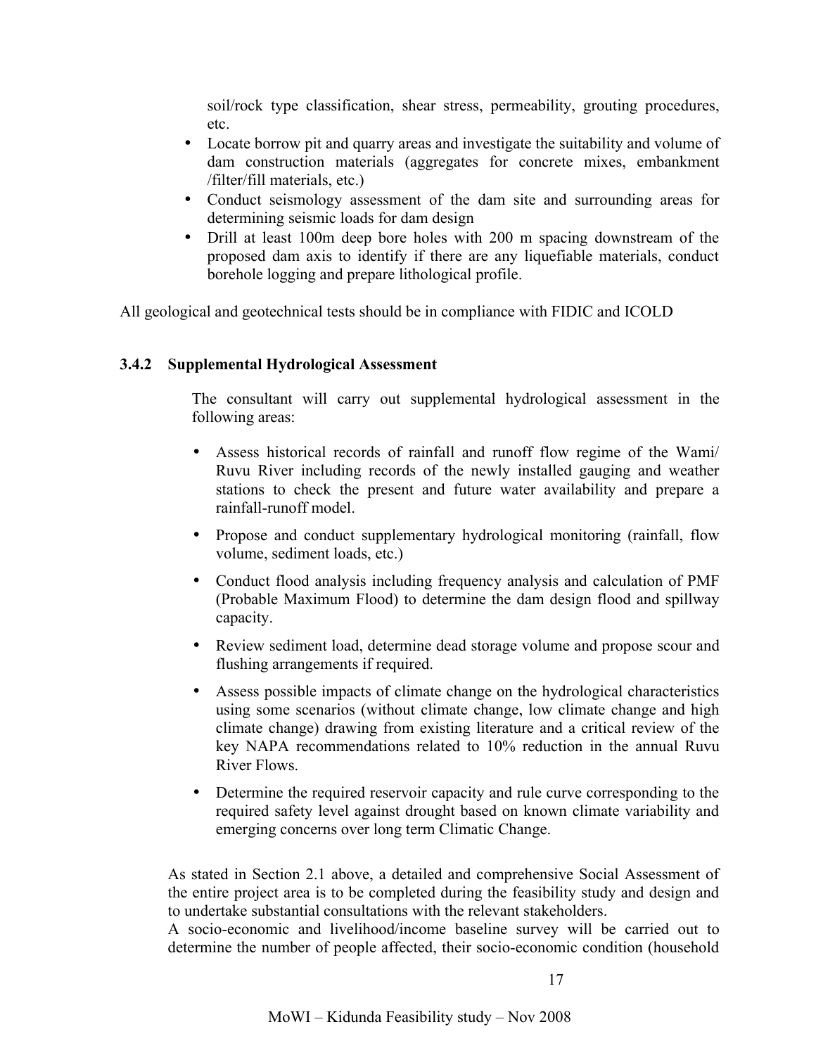soil/rock type classification, shear stress, permeability, grouting procedures, etc.

- Locate borrow pit and quarry areas and investigate the suitability and volume of dam construction materials (aggregates for concrete mixes, embankment /filter/fill materials, etc.)
- Conduct seismology assessment of the dam site and surrounding areas for determining seismic loads for dam design
- Drill at least 100m deep bore holes with 200 m spacing downstream of the proposed dam axis to identify if there are any liquefiable materials, conduct borehole logging and prepare lithological profile.

All geological and geotechnical tests should be in compliance with FIDIC and ICOLD

### 3.4.2 Supplemental Hydrological Assessment

The consultant will carry out supplemental hydrological assessment in the following areas:

- Assess historical records of rainfall and runoff flow regime of the Wami/ Ruvu River including records of the newly installed gauging and weather stations to check the present and future water availability and prepare a rainfall-runoff model.
- Propose and conduct supplementary hydrological monitoring (rainfall, flow volume, sediment loads, etc.)
- Conduct flood analysis including frequency analysis and calculation of PMF (Probable Maximum Flood) to determine the dam design flood and spillway capacity.
- Review sediment load, determine dead storage volume and propose scour and flushing arrangements if required.
- Assess possible impacts of climate change on the hydrological characteristics using some scenarios (without climate change, low climate change and high climate change) drawing from existing literature and a critical review of the key NAPA recommendations related to 10% reduction in the annual Ruvu River Flows.
- Determine the required reservoir capacity and rule curve corresponding to the required safety level against drought based on known climate variability and emerging concerns over long term Climatic Change.

As stated in Section 2.1 above, a detailed and comprehensive Social Assessment of the entire project area is to be completed during the feasibility study and design and to undertake substantial consultations with the relevant stakeholders.

A socio-economic and livelihood/income baseline survey will be carried out to determine the number of people affected, their socio-economic condition (household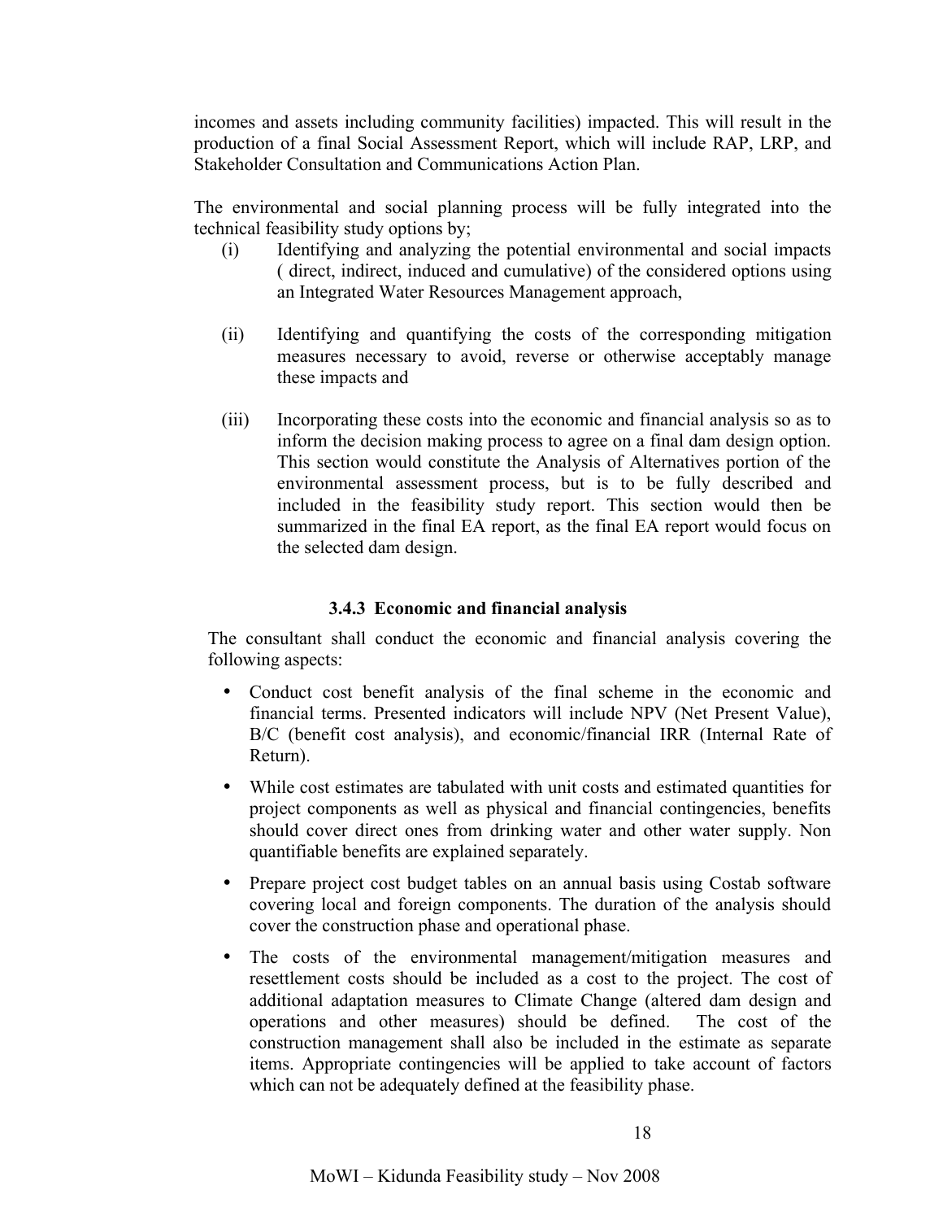incomes and assets including community facilities) impacted. This will result in the production of a final Social Assessment Report, which will include RAP, LRP, and Stakeholder Consultation and Communications Action Plan.

The environmental and social planning process will be fully integrated into the technical feasibility study options by;

(i) Identifying and analyzing the potential environmental and social impacts ( direct, indirect, induced and cumulative) of the considered options using an Integrated Water Resources Management approach,

(ii) Identifying and quantifying the costs of the corresponding mitigation measures necessary to avoid, reverse or otherwise acceptably manage these impacts and

(iii) Incorporating these costs into the economic and financial analysis so as to inform the decision making process to agree on a final dam design option. This section would constitute the Analysis of Alternatives portion of the environmental assessment process, but is to be fully described and included in the feasibility study report. This section would then be summarized in the final EA report, as the final EA report would focus on the selected dam design.

### 3.4.3 Economic and financial analysis

The consultant shall conduct the economic and financial analysis covering the following aspects:

- Conduct cost benefit analysis of the final scheme in the economic and financial terms. Presented indicators will include NPV (Net Present Value), B/C (benefit cost analysis), and economic/financial IRR (Internal Rate of Return).
- While cost estimates are tabulated with unit costs and estimated quantities for project components as well as physical and financial contingencies, benefits should cover direct ones from drinking water and other water supply. Non quantifiable benefits are explained separately.
- Prepare project cost budget tables on an annual basis using Costab software covering local and foreign components. The duration of the analysis should cover the construction phase and operational phase.
- The costs of the environmental management/mitigation measures and resettlement costs should be included as a cost to the project. The cost of additional adaptation measures to Climate Change (altered dam design and operations and other measures) should be defined. The cost of the construction management shall also be included in the estimate as separate items. Appropriate contingencies will be applied to take account of factors which can not be adequately defined at the feasibility phase.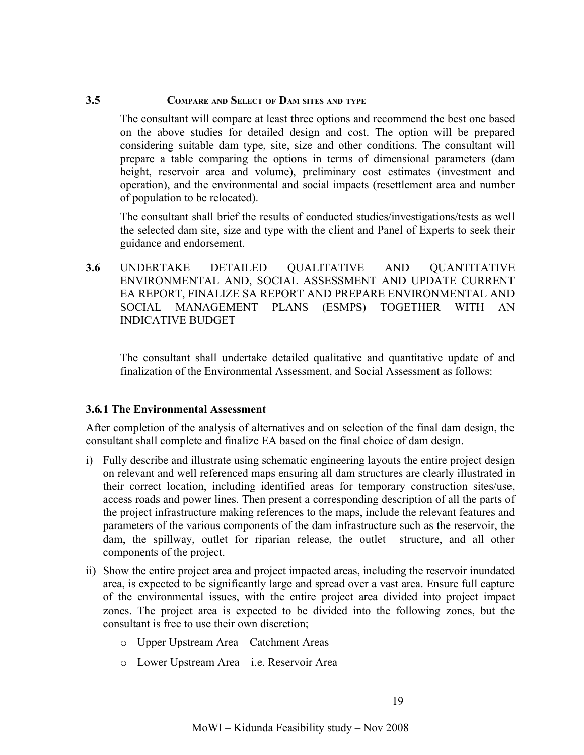### 3.5 Compare and Select of Dam sites and type

The consultant will compare at least three options and recommend the best one based on the above studies for detailed design and cost. The option will be prepared considering suitable dam type, site, size and other conditions. The consultant will prepare a table comparing the options in terms of dimensional parameters (dam height, reservoir area and volume), preliminary cost estimates (investment and operation), and the environmental and social impacts (resettlement area and number of population to be relocated).

The consultant shall brief the results of conducted studies/investigations/tests as well the selected dam site, size and type with the client and Panel of Experts to seek their guidance and endorsement.

### 3.6 UNDERTAKE DETAILED QUALITATIVE AND QUANTITATIVE ENVIRONMENTAL AND, SOCIAL ASSESSMENT AND UPDATE CURRENT EA REPORT, FINALIZE SA REPORT AND PREPARE ENVIRONMENTAL AND SOCIAL MANAGEMENT PLANS (ESMPS) TOGETHER WITH AN INDICATIVE BUDGET

The consultant shall undertake detailed qualitative and quantitative update of and finalization of the Environmental Assessment, and Social Assessment as follows:

#### 3.6.1 The Environmental Assessment

After completion of the analysis of alternatives and on selection of the final dam design, the consultant shall complete and finalize EA based on the final choice of dam design.

i) Fully describe and illustrate using schematic engineering layouts the entire project design on relevant and well referenced maps ensuring all dam structures are clearly illustrated in their correct location, including identified areas for temporary construction sites/use, access roads and power lines. Then present a corresponding description of all the parts of the project infrastructure making references to the maps, include the relevant features and parameters of the various components of the dam infrastructure such as the reservoir, the dam, the spillway, outlet for riparian release, the outlet structure, and all other components of the project.

ii) Show the entire project area and project impacted areas, including the reservoir inundated area, is expected to be significantly large and spread over a vast area. Ensure full capture of the environmental issues, with the entire project area divided into project impact zones. The project area is expected to be divided into the following zones, but the consultant is free to use their own discretion;

   - Upper Upstream Area – Catchment Areas
   - Lower Upstream Area – i.e. Reservoir Area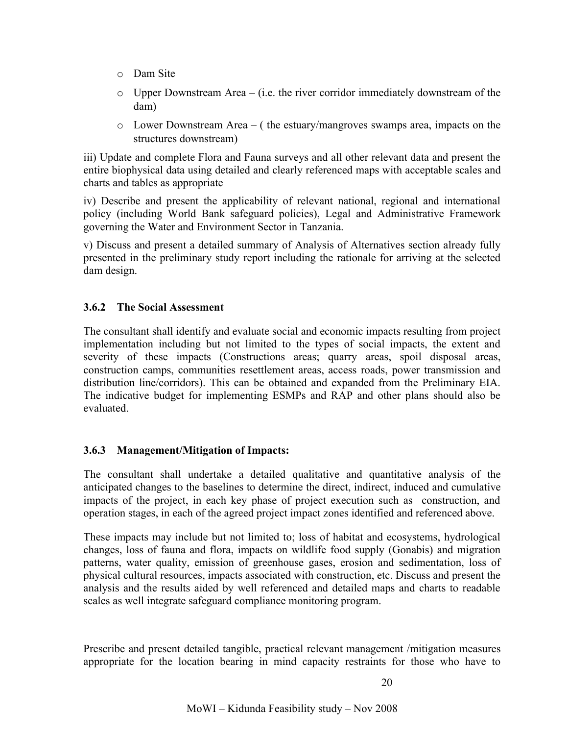- Dam Site
- Upper Downstream Area – (i.e. the river corridor immediately downstream of the dam)
- Lower Downstream Area – ( the estuary/mangroves swamps area, impacts on the structures downstream)

iii) Update and complete Flora and Fauna surveys and all other relevant data and present the entire biophysical data using detailed and clearly referenced maps with acceptable scales and charts and tables as appropriate

iv) Describe and present the applicability of relevant national, regional and international policy (including World Bank safeguard policies), Legal and Administrative Framework governing the Water and Environment Sector in Tanzania.

v) Discuss and present a detailed summary of Analysis of Alternatives section already fully presented in the preliminary study report including the rationale for arriving at the selected dam design.

### 3.6.2 The Social Assessment

The consultant shall identify and evaluate social and economic impacts resulting from project implementation including but not limited to the types of social impacts, the extent and severity of these impacts (Constructions areas; quarry areas, spoil disposal areas, construction camps, communities resettlement areas, access roads, power transmission and distribution line/corridors). This can be obtained and expanded from the Preliminary EIA. The indicative budget for implementing ESMPs and RAP and other plans should also be evaluated.

### 3.6.3 Management/Mitigation of Impacts:

The consultant shall undertake a detailed qualitative and quantitative analysis of the anticipated changes to the baselines to determine the direct, indirect, induced and cumulative impacts of the project, in each key phase of project execution such as construction, and operation stages, in each of the agreed project impact zones identified and referenced above.

These impacts may include but not limited to; loss of habitat and ecosystems, hydrological changes, loss of fauna and flora, impacts on wildlife food supply (Gonabis) and migration patterns, water quality, emission of greenhouse gases, erosion and sedimentation, loss of physical cultural resources, impacts associated with construction, etc. Discuss and present the analysis and the results aided by well referenced and detailed maps and charts to readable scales as well integrate safeguard compliance monitoring program.

Prescribe and present detailed tangible, practical relevant management /mitigation measures appropriate for the location bearing in mind capacity restraints for those who have to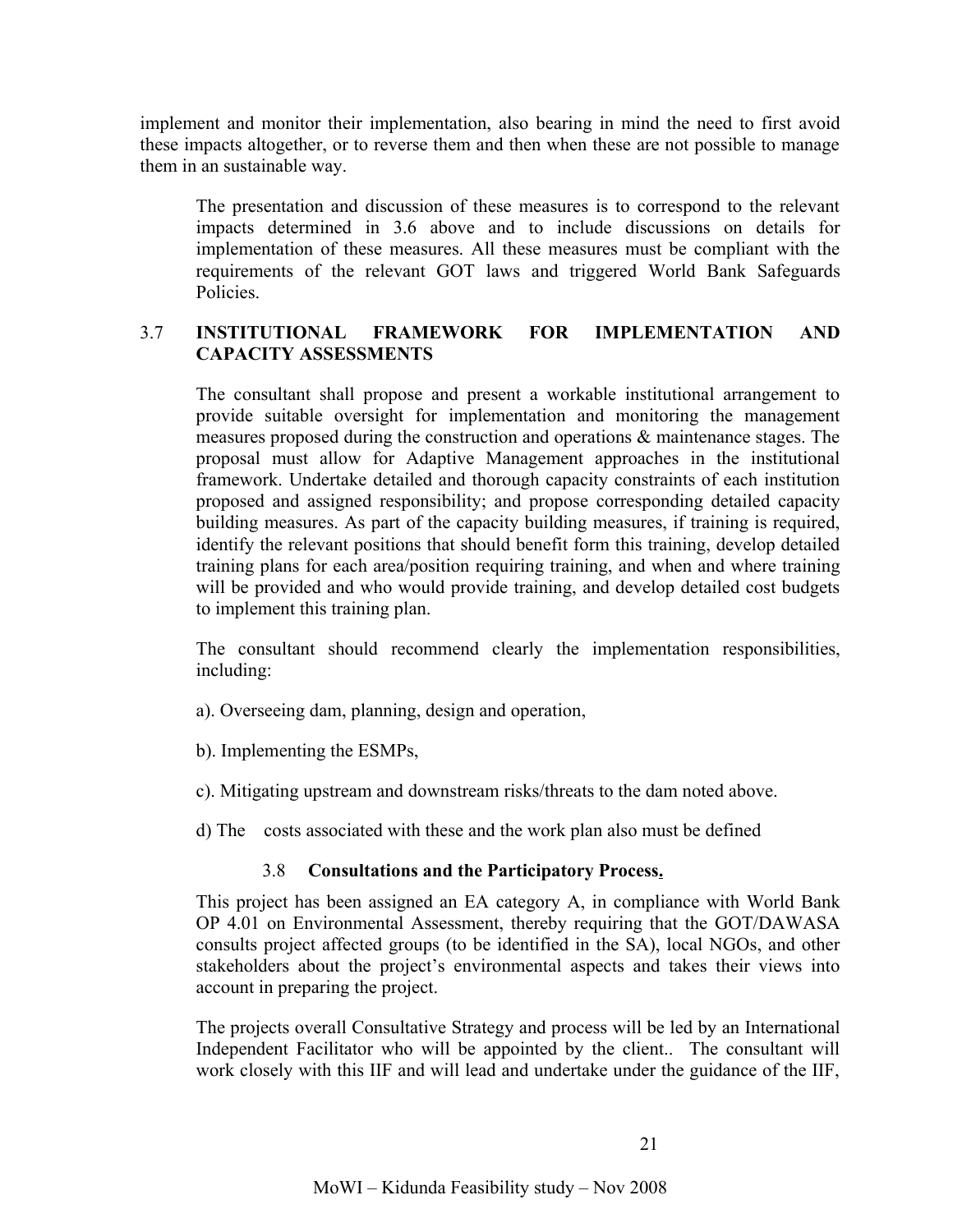implement and monitor their implementation, also bearing in mind the need to first avoid these impacts altogether, or to reverse them and then when these are not possible to manage them in an sustainable way.

The presentation and discussion of these measures is to correspond to the relevant impacts determined in 3.6 above and to include discussions on details for implementation of these measures. All these measures must be compliant with the requirements of the relevant GOT laws and triggered World Bank Safeguards Policies.

## 3.7 INSTITUTIONAL FRAMEWORK FOR IMPLEMENTATION AND CAPACITY ASSESSMENTS

The consultant shall propose and present a workable institutional arrangement to provide suitable oversight for implementation and monitoring the management measures proposed during the construction and operations & maintenance stages. The proposal must allow for Adaptive Management approaches in the institutional framework. Undertake detailed and thorough capacity constraints of each institution proposed and assigned responsibility; and propose corresponding detailed capacity building measures. As part of the capacity building measures, if training is required, identify the relevant positions that should benefit form this training, develop detailed training plans for each area/position requiring training, and when and where training will be provided and who would provide training, and develop detailed cost budgets to implement this training plan.

The consultant should recommend clearly the implementation responsibilities, including:

a). Overseeing dam, planning, design and operation,

b). Implementing the ESMPs,

c). Mitigating upstream and downstream risks/threats to the dam noted above.

d) The costs associated with these and the work plan also must be defined

## 3.8 Consultations and the Participatory Process.

This project has been assigned an EA category A, in compliance with World Bank OP 4.01 on Environmental Assessment, thereby requiring that the GOT/DAWASA consults project affected groups (to be identified in the SA), local NGOs, and other stakeholders about the project's environmental aspects and takes their views into account in preparing the project.

The projects overall Consultative Strategy and process will be led by an International Independent Facilitator who will be appointed by the client.. The consultant will work closely with this IIF and will lead and undertake under the guidance of the IIF,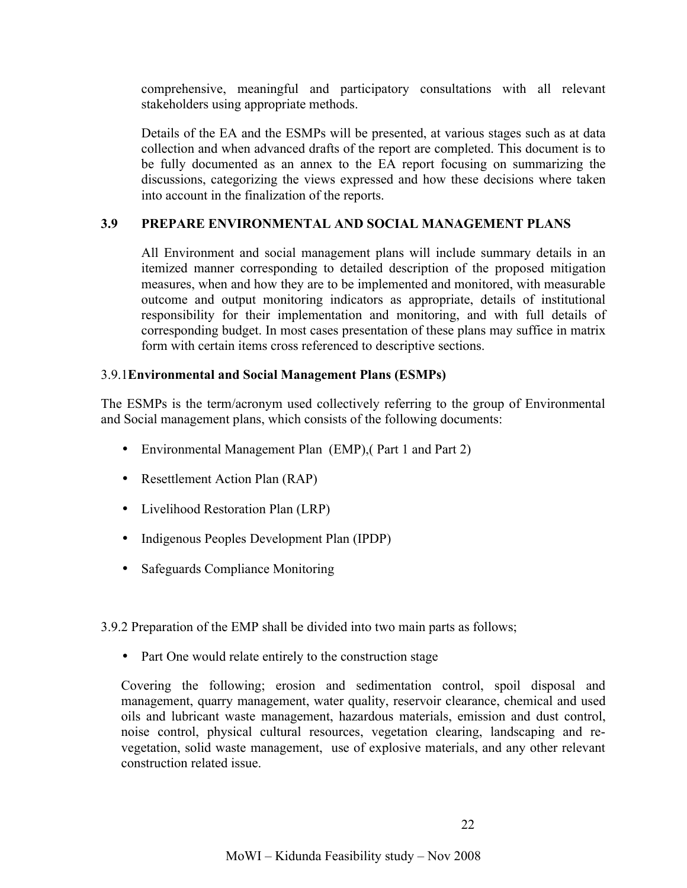comprehensive, meaningful and participatory consultations with all relevant stakeholders using appropriate methods.

Details of the EA and the ESMPs will be presented, at various stages such as at data collection and when advanced drafts of the report are completed. This document is to be fully documented as an annex to the EA report focusing on summarizing the discussions, categorizing the views expressed and how these decisions where taken into account in the finalization of the reports.

### 3.9 PREPARE ENVIRONMENTAL AND SOCIAL MANAGEMENT PLANS

All Environment and social management plans will include summary details in an itemized manner corresponding to detailed description of the proposed mitigation measures, when and how they are to be implemented and monitored, with measurable outcome and output monitoring indicators as appropriate, details of institutional responsibility for their implementation and monitoring, and with full details of corresponding budget. In most cases presentation of these plans may suffice in matrix form with certain items cross referenced to descriptive sections.

#### 3.9.1 **Environmental and Social Management Plans (ESMPs)**

The ESMPs is the term/acronym used collectively referring to the group of Environmental and Social management plans, which consists of the following documents:

- Environmental Management Plan (EMP),( Part 1 and Part 2)
- Resettlement Action Plan (RAP)
- Livelihood Restoration Plan (LRP)
- Indigenous Peoples Development Plan (IPDP)
- Safeguards Compliance Monitoring

3.9.2 Preparation of the EMP shall be divided into two main parts as follows;

- Part One would relate entirely to the construction stage

Covering the following; erosion and sedimentation control, spoil disposal and management, quarry management, water quality, reservoir clearance, chemical and used oils and lubricant waste management, hazardous materials, emission and dust control, noise control, physical cultural resources, vegetation clearing, landscaping and re-vegetation, solid waste management, use of explosive materials, and any other relevant construction related issue.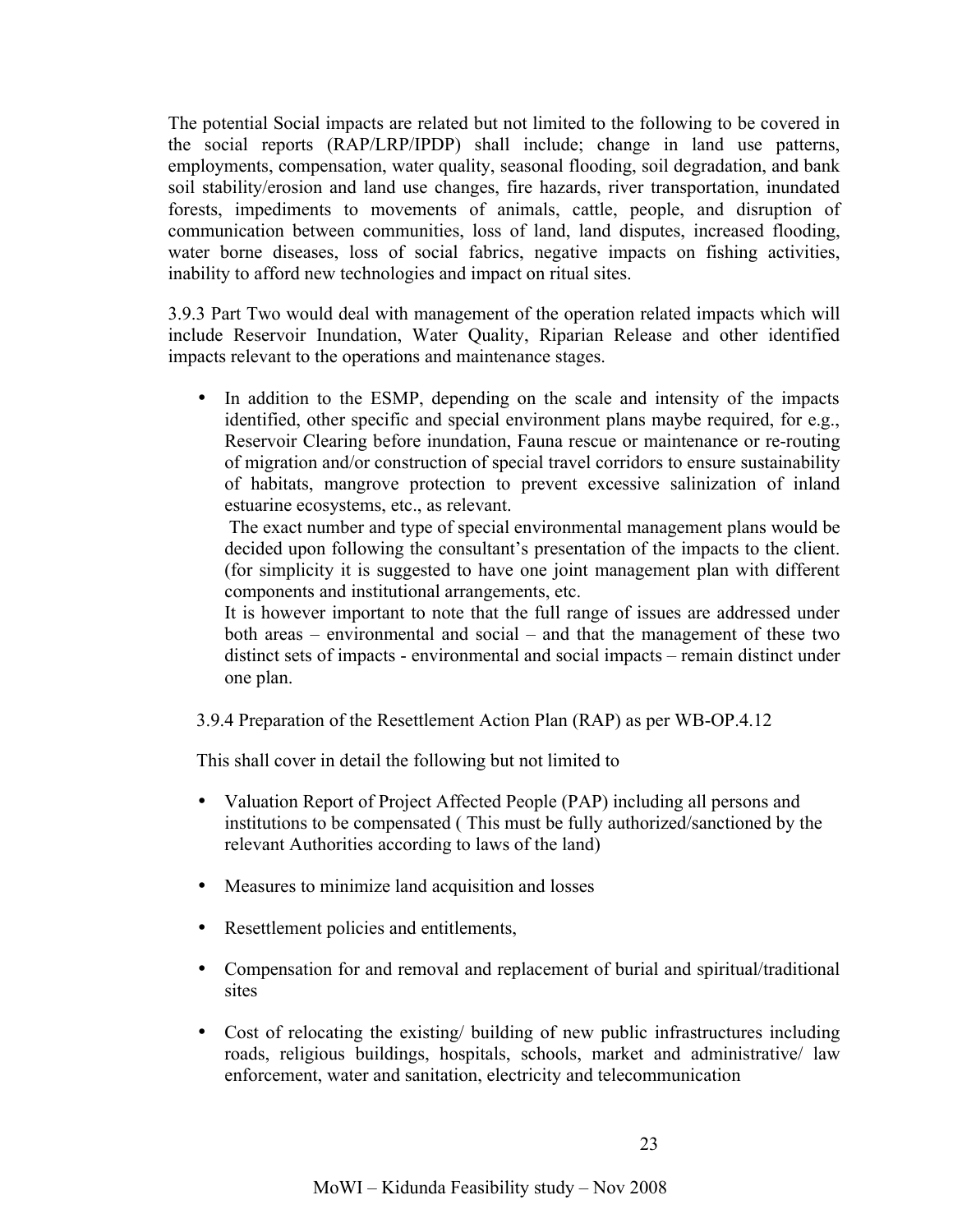The potential Social impacts are related but not limited to the following to be covered in the social reports (RAP/LRP/IPDP) shall include; change in land use patterns, employments, compensation, water quality, seasonal flooding, soil degradation, and bank soil stability/erosion and land use changes, fire hazards, river transportation, inundated forests, impediments to movements of animals, cattle, people, and disruption of communication between communities, loss of land, land disputes, increased flooding, water borne diseases, loss of social fabrics, negative impacts on fishing activities, inability to afford new technologies and impact on ritual sites.

3.9.3 Part Two would deal with management of the operation related impacts which will include Reservoir Inundation, Water Quality, Riparian Release and other identified impacts relevant to the operations and maintenance stages.

- In addition to the ESMP, depending on the scale and intensity of the impacts identified, other specific and special environment plans maybe required, for e.g., Reservoir Clearing before inundation, Fauna rescue or maintenance or re-routing of migration and/or construction of special travel corridors to ensure sustainability of habitats, mangrove protection to prevent excessive salinization of inland estuarine ecosystems, etc., as relevant.

  The exact number and type of special environmental management plans would be decided upon following the consultant's presentation of the impacts to the client. (for simplicity it is suggested to have one joint management plan with different components and institutional arrangements, etc.

  It is however important to note that the full range of issues are addressed under both areas – environmental and social – and that the management of these two distinct sets of impacts - environmental and social impacts – remain distinct under one plan.

3.9.4 Preparation of the Resettlement Action Plan (RAP) as per WB-OP.4.12

This shall cover in detail the following but not limited to

- Valuation Report of Project Affected People (PAP) including all persons and institutions to be compensated ( This must be fully authorized/sanctioned by the relevant Authorities according to laws of the land)

- Measures to minimize land acquisition and losses

- Resettlement policies and entitlements,

- Compensation for and removal and replacement of burial and spiritual/traditional sites

- Cost of relocating the existing/ building of new public infrastructures including roads, religious buildings, hospitals, schools, market and administrative/ law enforcement, water and sanitation, electricity and telecommunication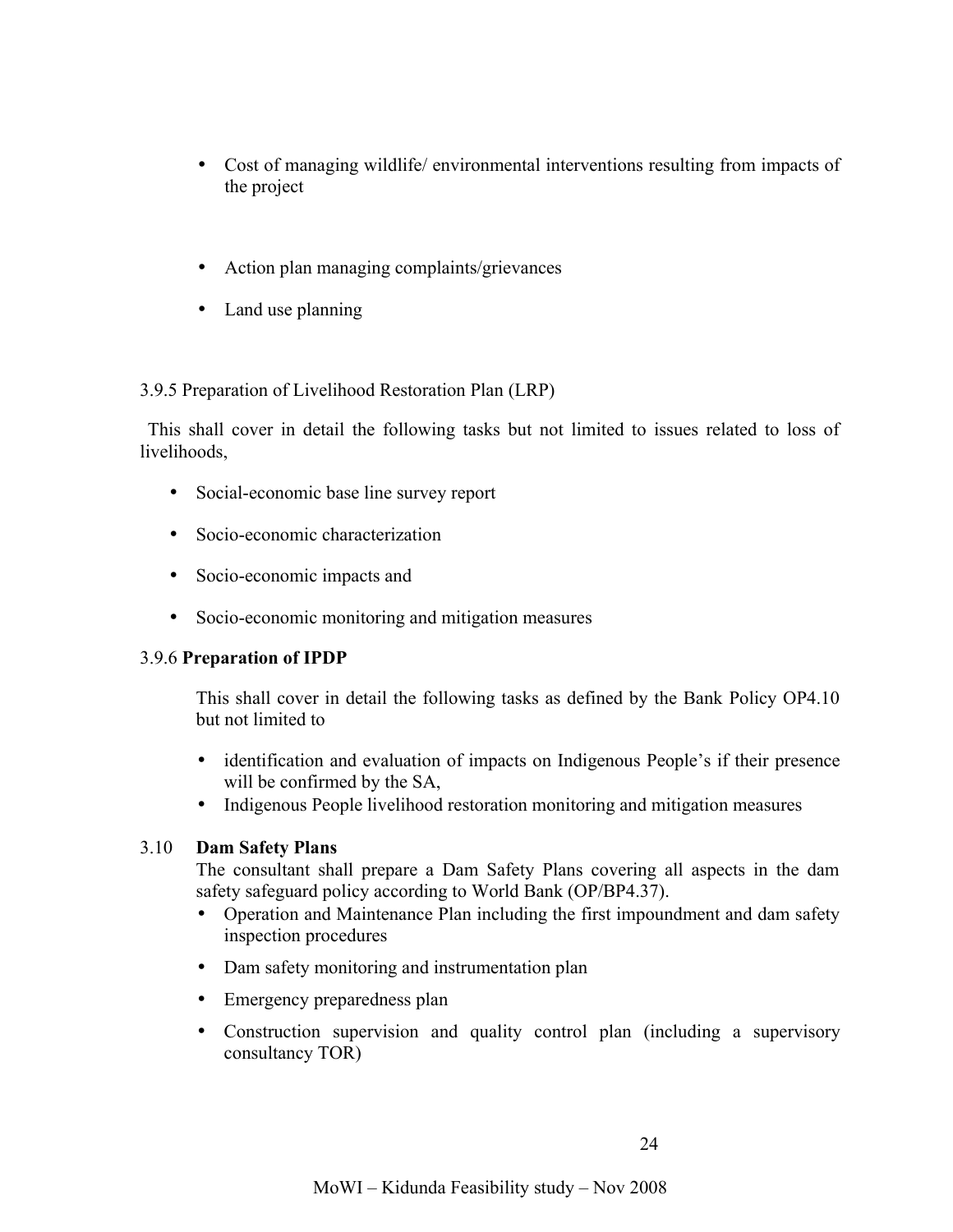- Cost of managing wildlife/ environmental interventions resulting from impacts of the project

- Action plan managing complaints/grievances
- Land use planning

3.9.5 Preparation of Livelihood Restoration Plan (LRP)

This shall cover in detail the following tasks but not limited to issues related to loss of livelihoods,

- Social-economic base line survey report
- Socio-economic characterization
- Socio-economic impacts and
- Socio-economic monitoring and mitigation measures

3.9.6 **Preparation of IPDP**

This shall cover in detail the following tasks as defined by the Bank Policy OP4.10 but not limited to

- identification and evaluation of impacts on Indigenous People's if their presence will be confirmed by the SA,
- Indigenous People livelihood restoration monitoring and mitigation measures

3.10 **Dam Safety Plans**

The consultant shall prepare a Dam Safety Plans covering all aspects in the dam safety safeguard policy according to World Bank (OP/BP4.37).

- Operation and Maintenance Plan including the first impoundment and dam safety inspection procedures
- Dam safety monitoring and instrumentation plan
- Emergency preparedness plan
- Construction supervision and quality control plan (including a supervisory consultancy TOR)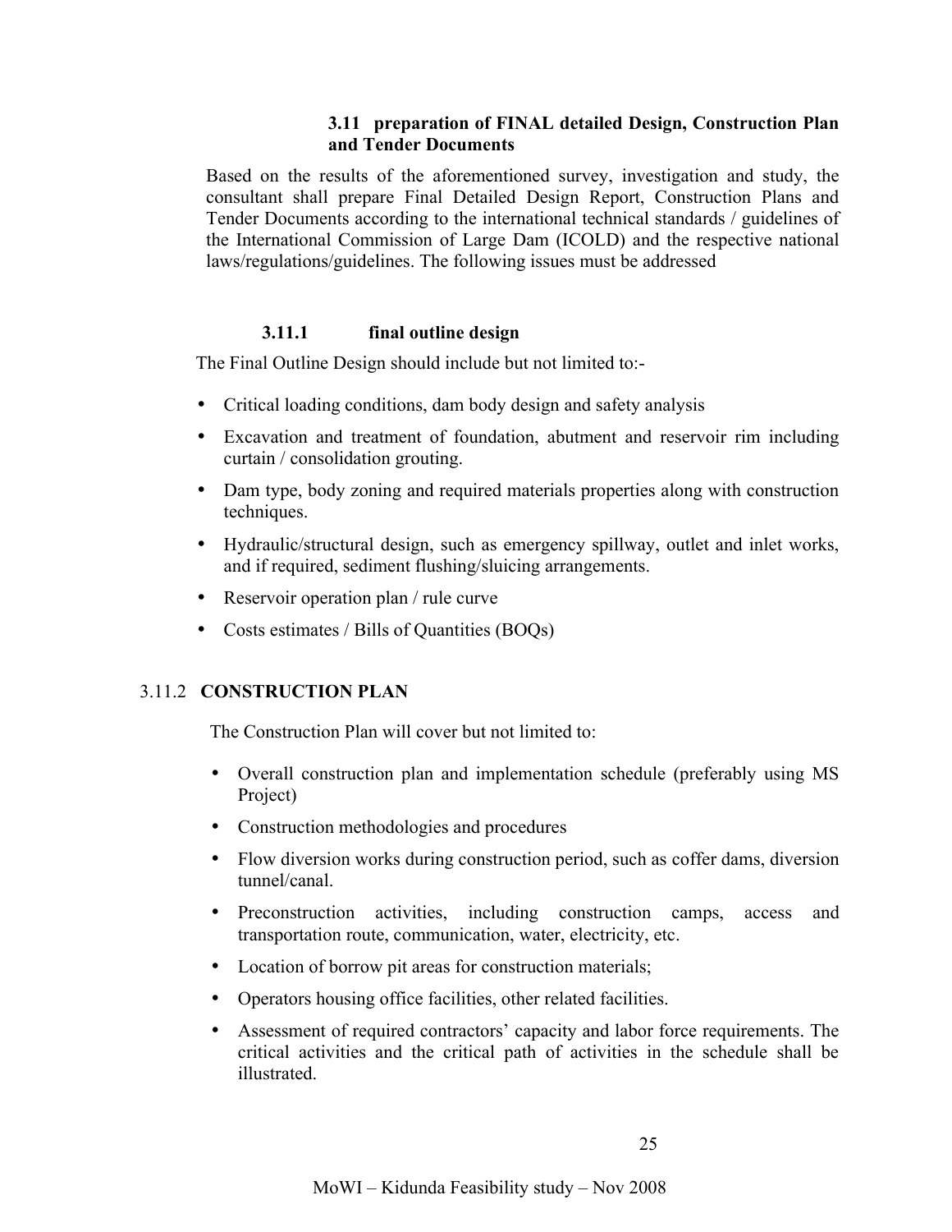### 3.11 preparation of FINAL detailed Design, Construction Plan and Tender Documents

Based on the results of the aforementioned survey, investigation and study, the consultant shall prepare Final Detailed Design Report, Construction Plans and Tender Documents according to the international technical standards / guidelines of the International Commission of Large Dam (ICOLD) and the respective national laws/regulations/guidelines. The following issues must be addressed

#### 3.11.1 final outline design

The Final Outline Design should include but not limited to:-

- Critical loading conditions, dam body design and safety analysis
- Excavation and treatment of foundation, abutment and reservoir rim including curtain / consolidation grouting.
- Dam type, body zoning and required materials properties along with construction techniques.
- Hydraulic/structural design, such as emergency spillway, outlet and inlet works, and if required, sediment flushing/sluicing arrangements.
- Reservoir operation plan / rule curve
- Costs estimates / Bills of Quantities (BOQs)

#### 3.11.2 CONSTRUCTION PLAN

The Construction Plan will cover but not limited to:

- Overall construction plan and implementation schedule (preferably using MS Project)
- Construction methodologies and procedures
- Flow diversion works during construction period, such as coffer dams, diversion tunnel/canal.
- Preconstruction activities, including construction camps, access and transportation route, communication, water, electricity, etc.
- Location of borrow pit areas for construction materials;
- Operators housing office facilities, other related facilities.
- Assessment of required contractors' capacity and labor force requirements. The critical activities and the critical path of activities in the schedule shall be illustrated.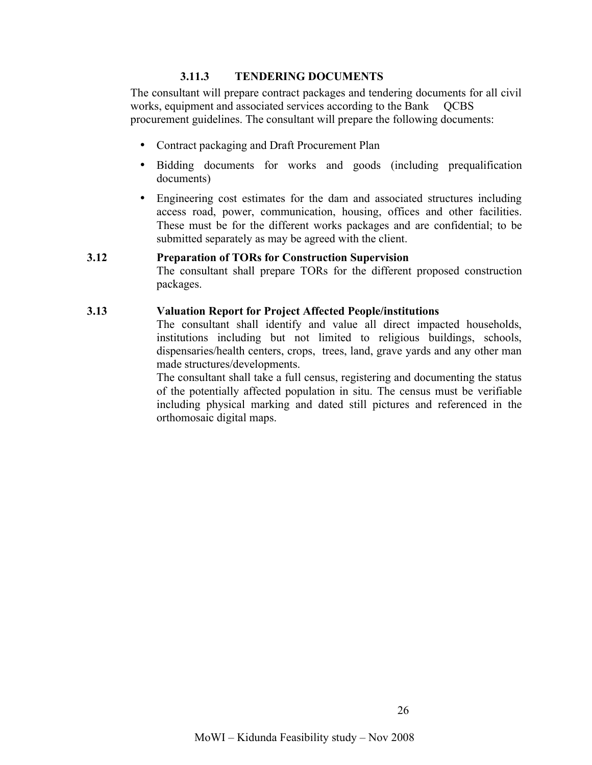#### 3.11.3 TENDERING DOCUMENTS

The consultant will prepare contract packages and tendering documents for all civil works, equipment and associated services according to the Bank QCBS procurement guidelines. The consultant will prepare the following documents:

- Contract packaging and Draft Procurement Plan
- Bidding documents for works and goods (including prequalification documents)
- Engineering cost estimates for the dam and associated structures including access road, power, communication, housing, offices and other facilities. These must be for the different works packages and are confidential; to be submitted separately as may be agreed with the client.

### 3.12 Preparation of TORs for Construction Supervision

The consultant shall prepare TORs for the different proposed construction packages.

### 3.13 Valuation Report for Project Affected People/institutions

The consultant shall identify and value all direct impacted households, institutions including but not limited to religious buildings, schools, dispensaries/health centers, crops, trees, land, grave yards and any other man made structures/developments.

The consultant shall take a full census, registering and documenting the status of the potentially affected population in situ. The census must be verifiable including physical marking and dated still pictures and referenced in the orthomosaic digital maps.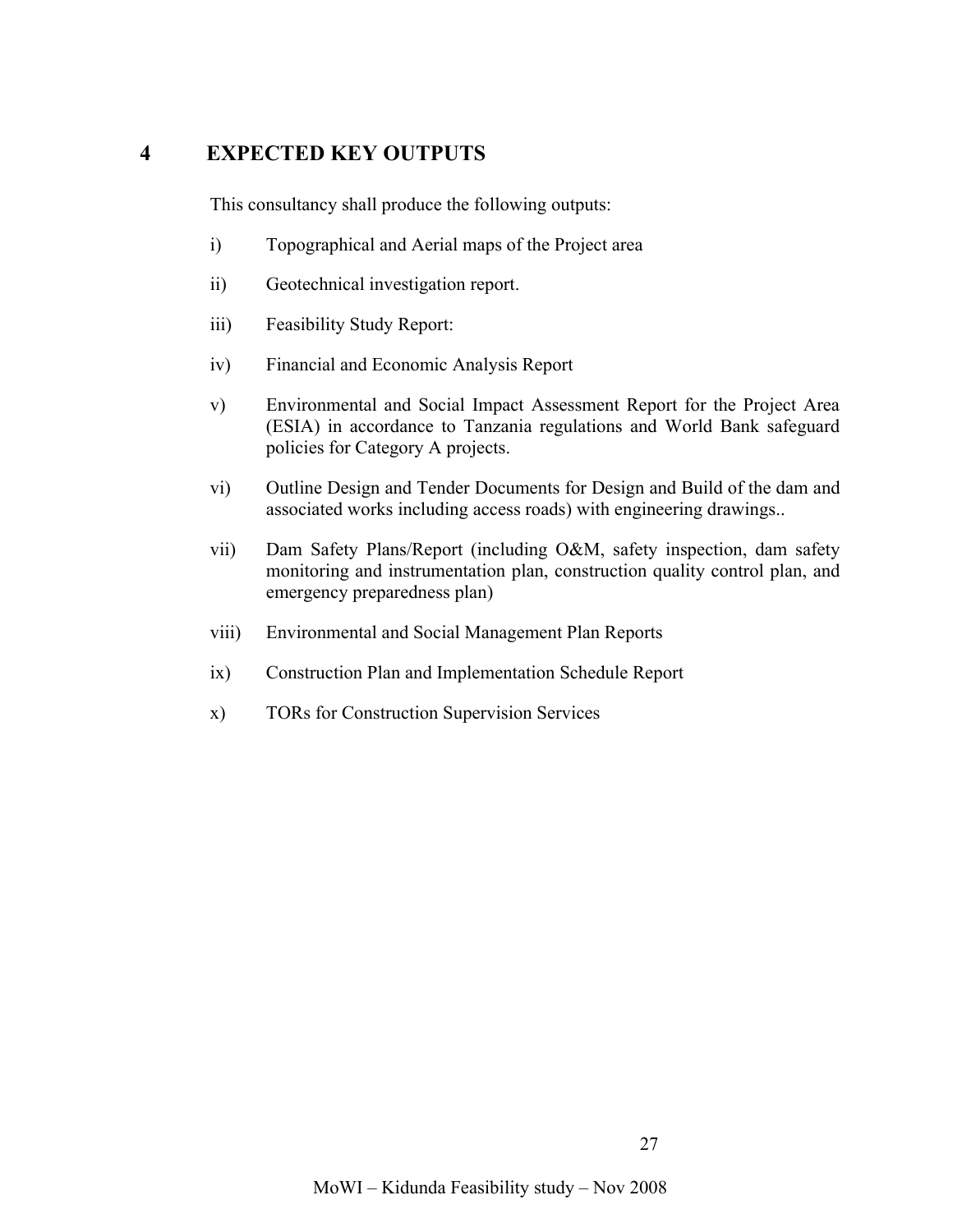# 4 EXPECTED KEY OUTPUTS

This consultancy shall produce the following outputs:

i) Topographical and Aerial maps of the Project area

ii) Geotechnical investigation report.

iii) Feasibility Study Report:

iv) Financial and Economic Analysis Report

v) Environmental and Social Impact Assessment Report for the Project Area (ESIA) in accordance to Tanzania regulations and World Bank safeguard policies for Category A projects.

vi) Outline Design and Tender Documents for Design and Build of the dam and associated works including access roads) with engineering drawings..

vii) Dam Safety Plans/Report (including O&M, safety inspection, dam safety monitoring and instrumentation plan, construction quality control plan, and emergency preparedness plan)

viii) Environmental and Social Management Plan Reports

ix) Construction Plan and Implementation Schedule Report

x) TORs for Construction Supervision Services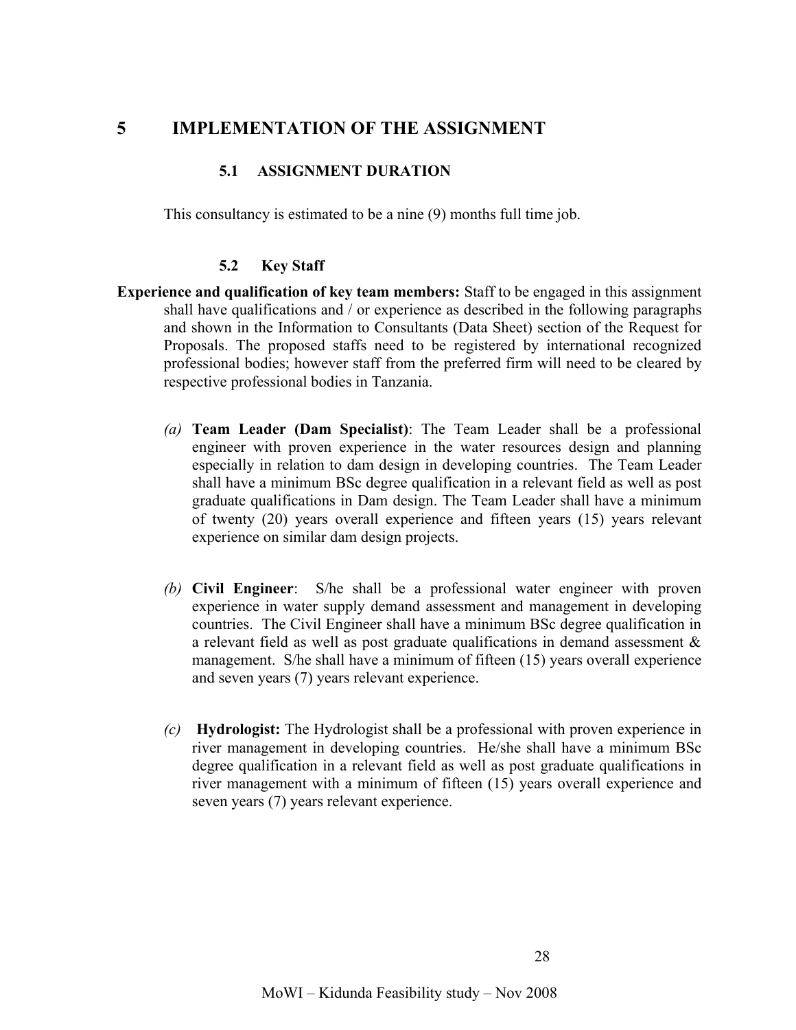# 5 IMPLEMENTATION OF THE ASSIGNMENT

## 5.1 ASSIGNMENT DURATION

This consultancy is estimated to be a nine (9) months full time job.

## 5.2 Key Staff

**Experience and qualification of key team members:** Staff to be engaged in this assignment shall have qualifications and / or experience as described in the following paragraphs and shown in the Information to Consultants (Data Sheet) section of the Request for Proposals. The proposed staffs need to be registered by international recognized professional bodies; however staff from the preferred firm will need to be cleared by respective professional bodies in Tanzania.

*(a)* **Team Leader (Dam Specialist)**: The Team Leader shall be a professional engineer with proven experience in the water resources design and planning especially in relation to dam design in developing countries. The Team Leader shall have a minimum BSc degree qualification in a relevant field as well as post graduate qualifications in Dam design. The Team Leader shall have a minimum of twenty (20) years overall experience and fifteen years (15) years relevant experience on similar dam design projects.

*(b)* **Civil Engineer**: S/he shall be a professional water engineer with proven experience in water supply demand assessment and management in developing countries. The Civil Engineer shall have a minimum BSc degree qualification in a relevant field as well as post graduate qualifications in demand assessment & management. S/he shall have a minimum of fifteen (15) years overall experience and seven years (7) years relevant experience.

*(c)* **Hydrologist:** The Hydrologist shall be a professional with proven experience in river management in developing countries. He/she shall have a minimum BSc degree qualification in a relevant field as well as post graduate qualifications in river management with a minimum of fifteen (15) years overall experience and seven years (7) years relevant experience.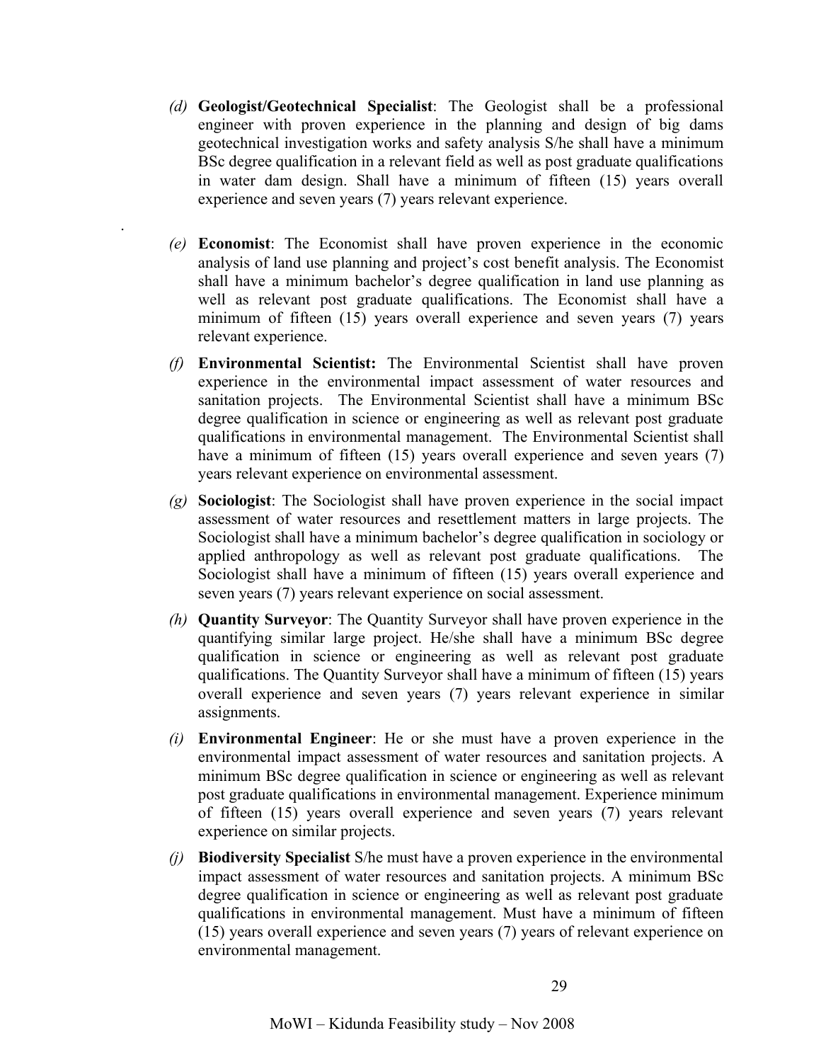*(d)* **Geologist/Geotechnical Specialist**: The Geologist shall be a professional engineer with proven experience in the planning and design of big dams geotechnical investigation works and safety analysis S/he shall have a minimum BSc degree qualification in a relevant field as well as post graduate qualifications in water dam design. Shall have a minimum of fifteen (15) years overall experience and seven years (7) years relevant experience.

.

*(e)* **Economist**: The Economist shall have proven experience in the economic analysis of land use planning and project's cost benefit analysis. The Economist shall have a minimum bachelor's degree qualification in land use planning as well as relevant post graduate qualifications. The Economist shall have a minimum of fifteen (15) years overall experience and seven years (7) years relevant experience.

*(f)* **Environmental Scientist:** The Environmental Scientist shall have proven experience in the environmental impact assessment of water resources and sanitation projects. The Environmental Scientist shall have a minimum BSc degree qualification in science or engineering as well as relevant post graduate qualifications in environmental management. The Environmental Scientist shall have a minimum of fifteen (15) years overall experience and seven years (7) years relevant experience on environmental assessment.

*(g)* **Sociologist**: The Sociologist shall have proven experience in the social impact assessment of water resources and resettlement matters in large projects. The Sociologist shall have a minimum bachelor's degree qualification in sociology or applied anthropology as well as relevant post graduate qualifications. The Sociologist shall have a minimum of fifteen (15) years overall experience and seven years (7) years relevant experience on social assessment.

*(h)* **Quantity Surveyor**: The Quantity Surveyor shall have proven experience in the quantifying similar large project. He/she shall have a minimum BSc degree qualification in science or engineering as well as relevant post graduate qualifications. The Quantity Surveyor shall have a minimum of fifteen (15) years overall experience and seven years (7) years relevant experience in similar assignments.

*(i)* **Environmental Engineer**: He or she must have a proven experience in the environmental impact assessment of water resources and sanitation projects. A minimum BSc degree qualification in science or engineering as well as relevant post graduate qualifications in environmental management. Experience minimum of fifteen (15) years overall experience and seven years (7) years relevant experience on similar projects.

*(j)* **Biodiversity Specialist** S/he must have a proven experience in the environmental impact assessment of water resources and sanitation projects. A minimum BSc degree qualification in science or engineering as well as relevant post graduate qualifications in environmental management. Must have a minimum of fifteen (15) years overall experience and seven years (7) years of relevant experience on environmental management.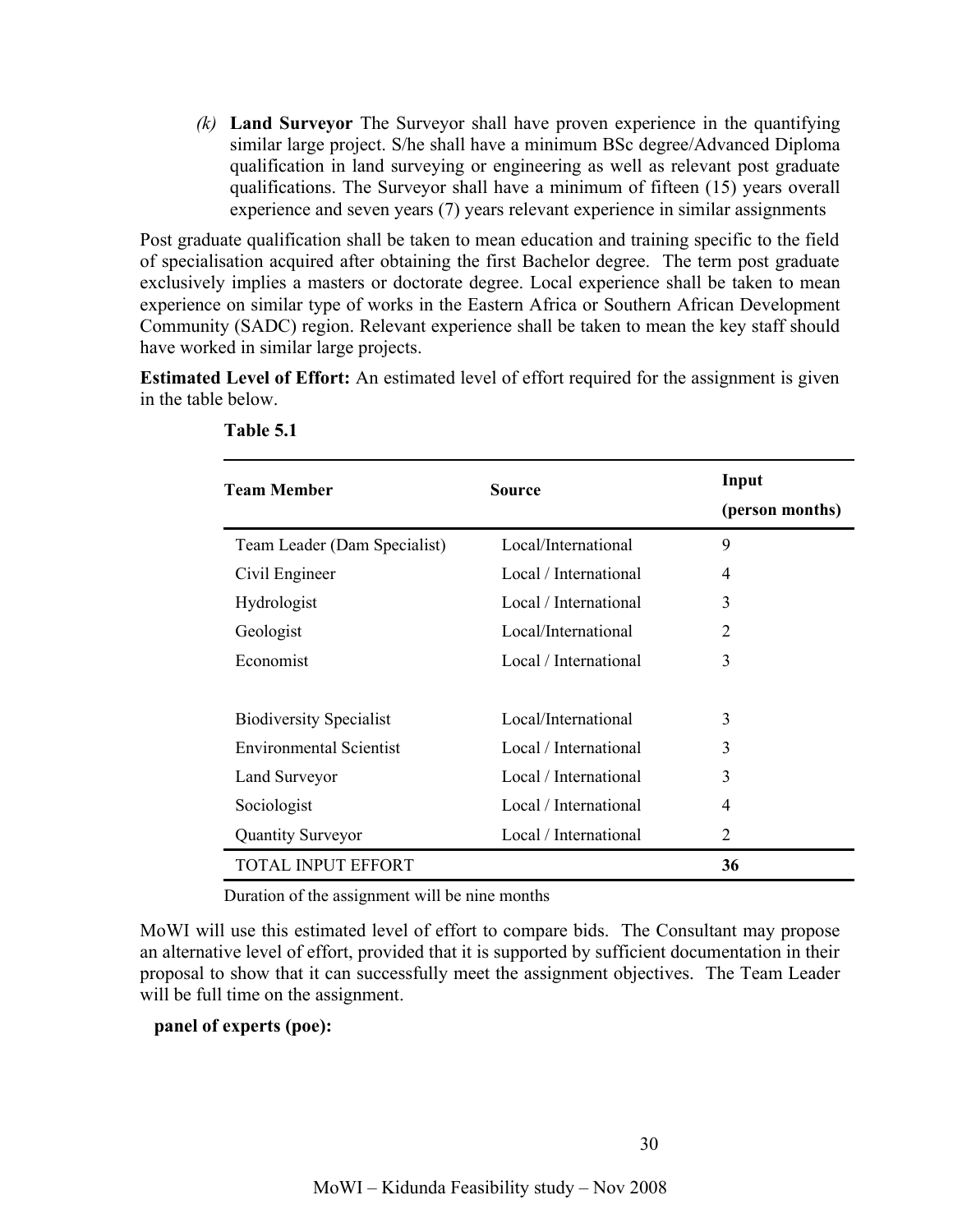*(k)* **Land Surveyor** The Surveyor shall have proven experience in the quantifying similar large project. S/he shall have a minimum BSc degree/Advanced Diploma qualification in land surveying or engineering as well as relevant post graduate qualifications. The Surveyor shall have a minimum of fifteen (15) years overall experience and seven years (7) years relevant experience in similar assignments

Post graduate qualification shall be taken to mean education and training specific to the field of specialisation acquired after obtaining the first Bachelor degree. The term post graduate exclusively implies a masters or doctorate degree. Local experience shall be taken to mean experience on similar type of works in the Eastern Africa or Southern African Development Community (SADC) region. Relevant experience shall be taken to mean the key staff should have worked in similar large projects.

**Estimated Level of Effort:** An estimated level of effort required for the assignment is given in the table below.

**Table 5.1**

| Team Member | Source | Input (person months) |
|---|---|---|
| Team Leader (Dam Specialist) | Local/International | 9 |
| Civil Engineer | Local / International | 4 |
| Hydrologist | Local / International | 3 |
| Geologist | Local/International | 2 |
| Economist | Local / International | 3 |
| | | |
| Biodiversity Specialist | Local/International | 3 |
| Environmental Scientist | Local / International | 3 |
| Land Surveyor | Local / International | 3 |
| Sociologist | Local / International | 4 |
| Quantity Surveyor | Local / International | 2 |
| TOTAL INPUT EFFORT | | **36** |

Duration of the assignment will be nine months

MoWI will use this estimated level of effort to compare bids. The Consultant may propose an alternative level of effort, provided that it is supported by sufficient documentation in their proposal to show that it can successfully meet the assignment objectives. The Team Leader will be full time on the assignment.

**panel of experts (poe):**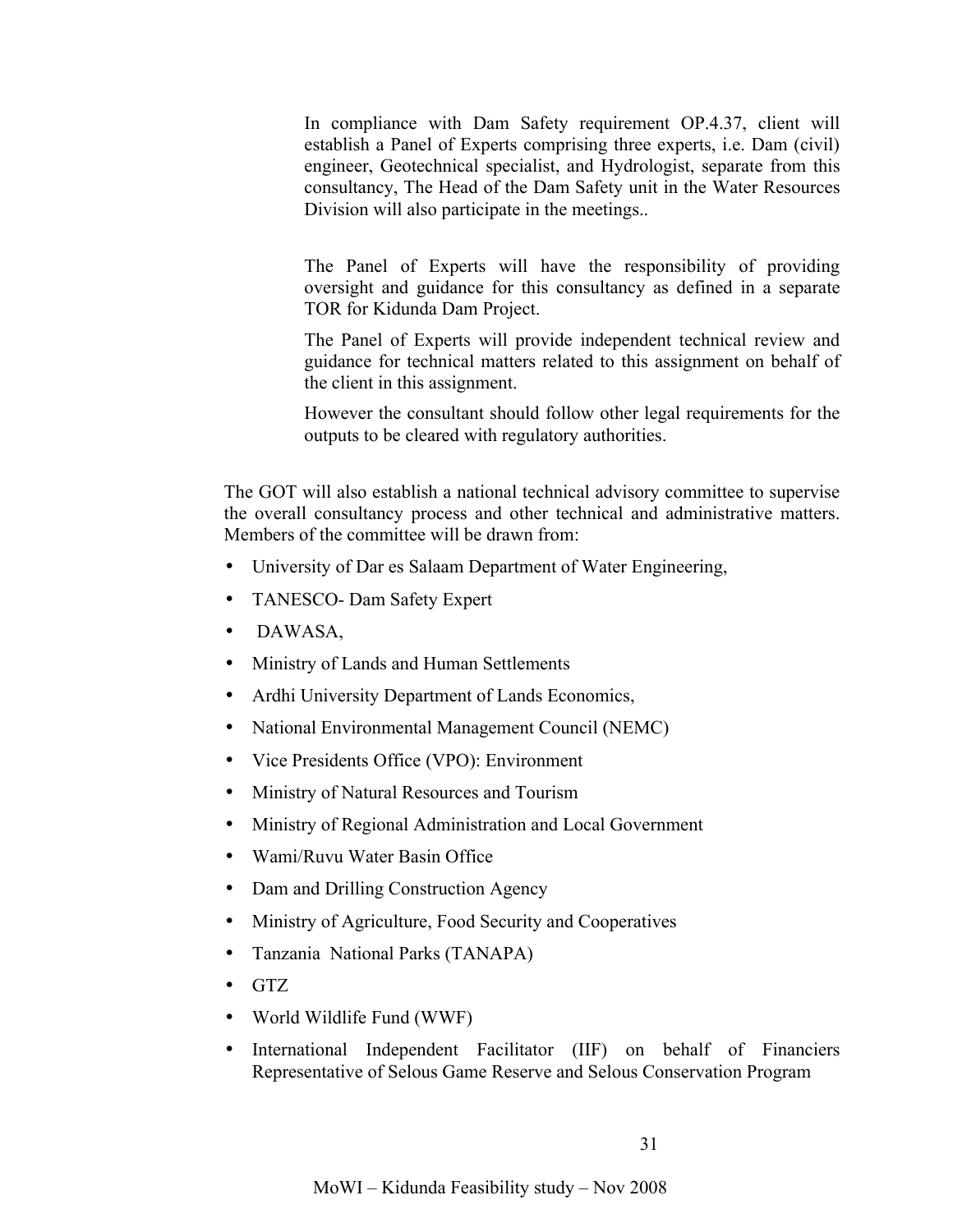In compliance with Dam Safety requirement OP.4.37, client will establish a Panel of Experts comprising three experts, i.e. Dam (civil) engineer, Geotechnical specialist, and Hydrologist, separate from this consultancy, The Head of the Dam Safety unit in the Water Resources Division will also participate in the meetings..

The Panel of Experts will have the responsibility of providing oversight and guidance for this consultancy as defined in a separate TOR for Kidunda Dam Project.

The Panel of Experts will provide independent technical review and guidance for technical matters related to this assignment on behalf of the client in this assignment.

However the consultant should follow other legal requirements for the outputs to be cleared with regulatory authorities.

The GOT will also establish a national technical advisory committee to supervise the overall consultancy process and other technical and administrative matters. Members of the committee will be drawn from:

- University of Dar es Salaam Department of Water Engineering,
- TANESCO- Dam Safety Expert
- DAWASA,
- Ministry of Lands and Human Settlements
- Ardhi University Department of Lands Economics,
- National Environmental Management Council (NEMC)
- Vice Presidents Office (VPO): Environment
- Ministry of Natural Resources and Tourism
- Ministry of Regional Administration and Local Government
- Wami/Ruvu Water Basin Office
- Dam and Drilling Construction Agency
- Ministry of Agriculture, Food Security and Cooperatives
- Tanzania National Parks (TANAPA)
- GTZ
- World Wildlife Fund (WWF)
- International Independent Facilitator (IIF) on behalf of Financiers Representative of Selous Game Reserve and Selous Conservation Program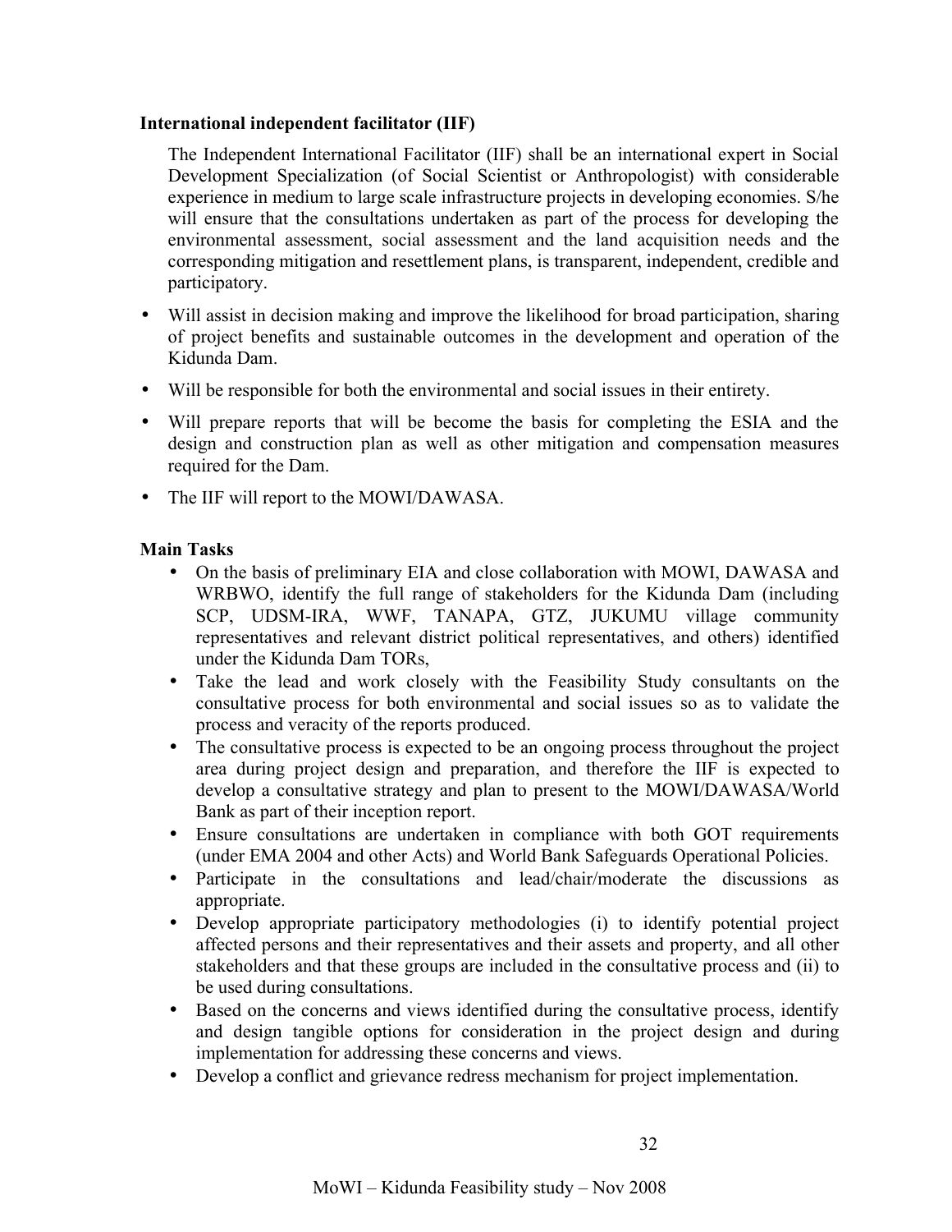**International independent facilitator (IIF)**

The Independent International Facilitator (IIF) shall be an international expert in Social Development Specialization (of Social Scientist or Anthropologist) with considerable experience in medium to large scale infrastructure projects in developing economies. S/he will ensure that the consultations undertaken as part of the process for developing the environmental assessment, social assessment and the land acquisition needs and the corresponding mitigation and resettlement plans, is transparent, independent, credible and participatory.

- Will assist in decision making and improve the likelihood for broad participation, sharing of project benefits and sustainable outcomes in the development and operation of the Kidunda Dam.
- Will be responsible for both the environmental and social issues in their entirety.
- Will prepare reports that will be become the basis for completing the ESIA and the design and construction plan as well as other mitigation and compensation measures required for the Dam.
- The IIF will report to the MOWI/DAWASA.

**Main Tasks**

- On the basis of preliminary EIA and close collaboration with MOWI, DAWASA and WRBWO, identify the full range of stakeholders for the Kidunda Dam (including SCP, UDSM-IRA, WWF, TANAPA, GTZ, JUKUMU village community representatives and relevant district political representatives, and others) identified under the Kidunda Dam TORs,
- Take the lead and work closely with the Feasibility Study consultants on the consultative process for both environmental and social issues so as to validate the process and veracity of the reports produced.
- The consultative process is expected to be an ongoing process throughout the project area during project design and preparation, and therefore the IIF is expected to develop a consultative strategy and plan to present to the MOWI/DAWASA/World Bank as part of their inception report.
- Ensure consultations are undertaken in compliance with both GOT requirements (under EMA 2004 and other Acts) and World Bank Safeguards Operational Policies.
- Participate in the consultations and lead/chair/moderate the discussions as appropriate.
- Develop appropriate participatory methodologies (i) to identify potential project affected persons and their representatives and their assets and property, and all other stakeholders and that these groups are included in the consultative process and (ii) to be used during consultations.
- Based on the concerns and views identified during the consultative process, identify and design tangible options for consideration in the project design and during implementation for addressing these concerns and views.
- Develop a conflict and grievance redress mechanism for project implementation.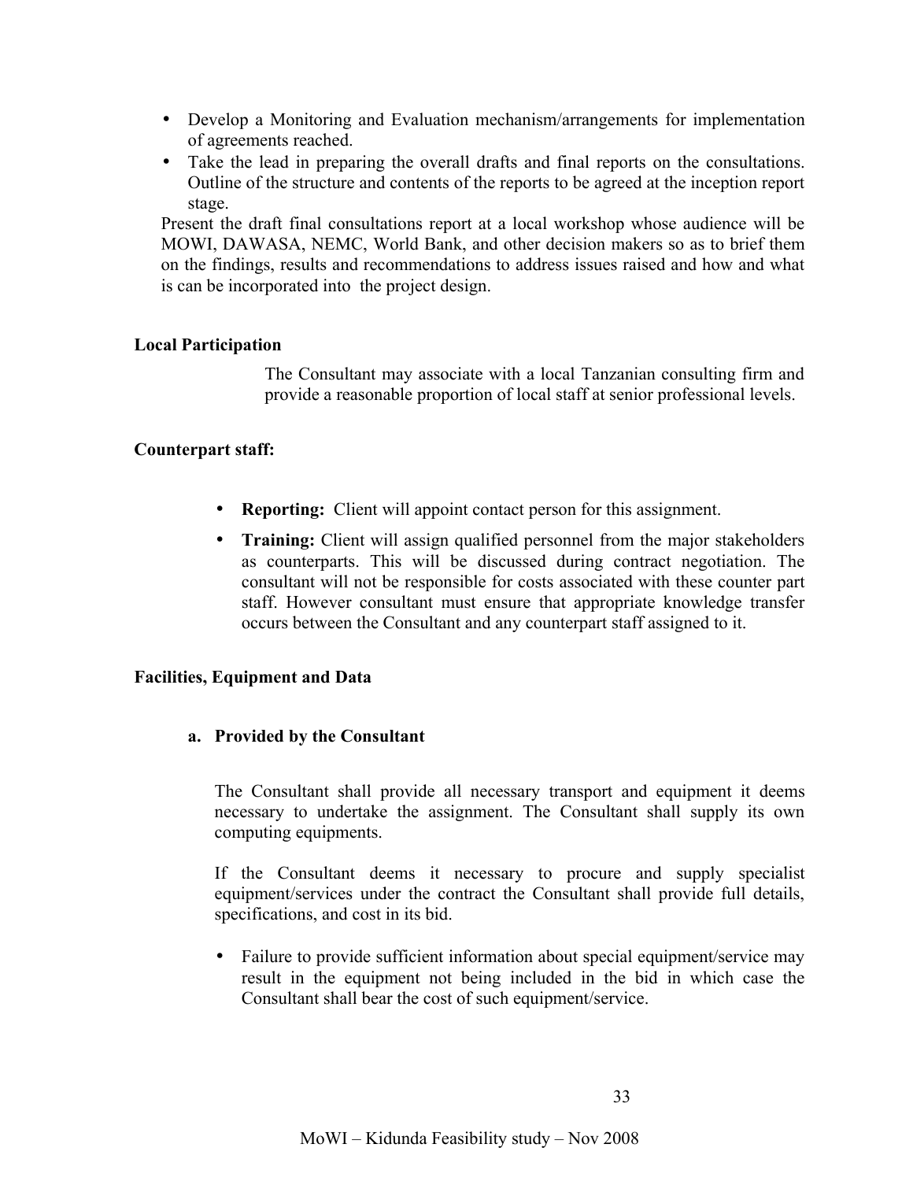- Develop a Monitoring and Evaluation mechanism/arrangements for implementation of agreements reached.
- Take the lead in preparing the overall drafts and final reports on the consultations. Outline of the structure and contents of the reports to be agreed at the inception report stage.

Present the draft final consultations report at a local workshop whose audience will be MOWI, DAWASA, NEMC, World Bank, and other decision makers so as to brief them on the findings, results and recommendations to address issues raised and how and what is can be incorporated into the project design.

**Local Participation**

The Consultant may associate with a local Tanzanian consulting firm and provide a reasonable proportion of local staff at senior professional levels.

**Counterpart staff:**

- **Reporting:** Client will appoint contact person for this assignment.
- **Training:** Client will assign qualified personnel from the major stakeholders as counterparts. This will be discussed during contract negotiation. The consultant will not be responsible for costs associated with these counter part staff. However consultant must ensure that appropriate knowledge transfer occurs between the Consultant and any counterpart staff assigned to it.

**Facilities, Equipment and Data**

**a. Provided by the Consultant**

The Consultant shall provide all necessary transport and equipment it deems necessary to undertake the assignment. The Consultant shall supply its own computing equipments.

If the Consultant deems it necessary to procure and supply specialist equipment/services under the contract the Consultant shall provide full details, specifications, and cost in its bid.

- Failure to provide sufficient information about special equipment/service may result in the equipment not being included in the bid in which case the Consultant shall bear the cost of such equipment/service.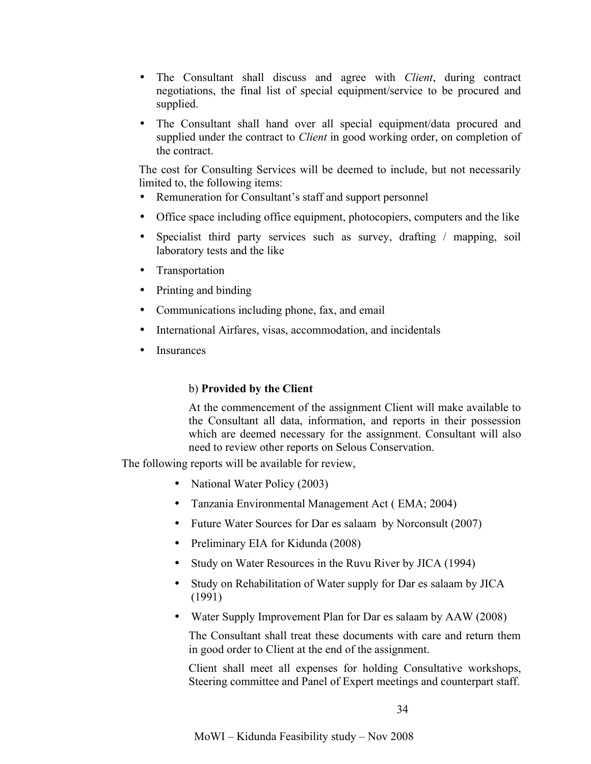- The Consultant shall discuss and agree with *Client*, during contract negotiations, the final list of special equipment/service to be procured and supplied.
- The Consultant shall hand over all special equipment/data procured and supplied under the contract to *Client* in good working order, on completion of the contract.

The cost for Consulting Services will be deemed to include, but not necessarily limited to, the following items:

- Remuneration for Consultant's staff and support personnel
- Office space including office equipment, photocopiers, computers and the like
- Specialist third party services such as survey, drafting / mapping, soil laboratory tests and the like
- Transportation
- Printing and binding
- Communications including phone, fax, and email
- International Airfares, visas, accommodation, and incidentals
- Insurances

b) **Provided by the Client**

At the commencement of the assignment Client will make available to the Consultant all data, information, and reports in their possession which are deemed necessary for the assignment. Consultant will also need to review other reports on Selous Conservation.

The following reports will be available for review,

- National Water Policy (2003)
- Tanzania Environmental Management Act ( EMA; 2004)
- Future Water Sources for Dar es salaam by Norconsult (2007)
- Preliminary EIA for Kidunda (2008)
- Study on Water Resources in the Ruvu River by JICA (1994)
- Study on Rehabilitation of Water supply for Dar es salaam by JICA (1991)
- Water Supply Improvement Plan for Dar es salaam by AAW (2008)

The Consultant shall treat these documents with care and return them in good order to Client at the end of the assignment.

Client shall meet all expenses for holding Consultative workshops, Steering committee and Panel of Expert meetings and counterpart staff.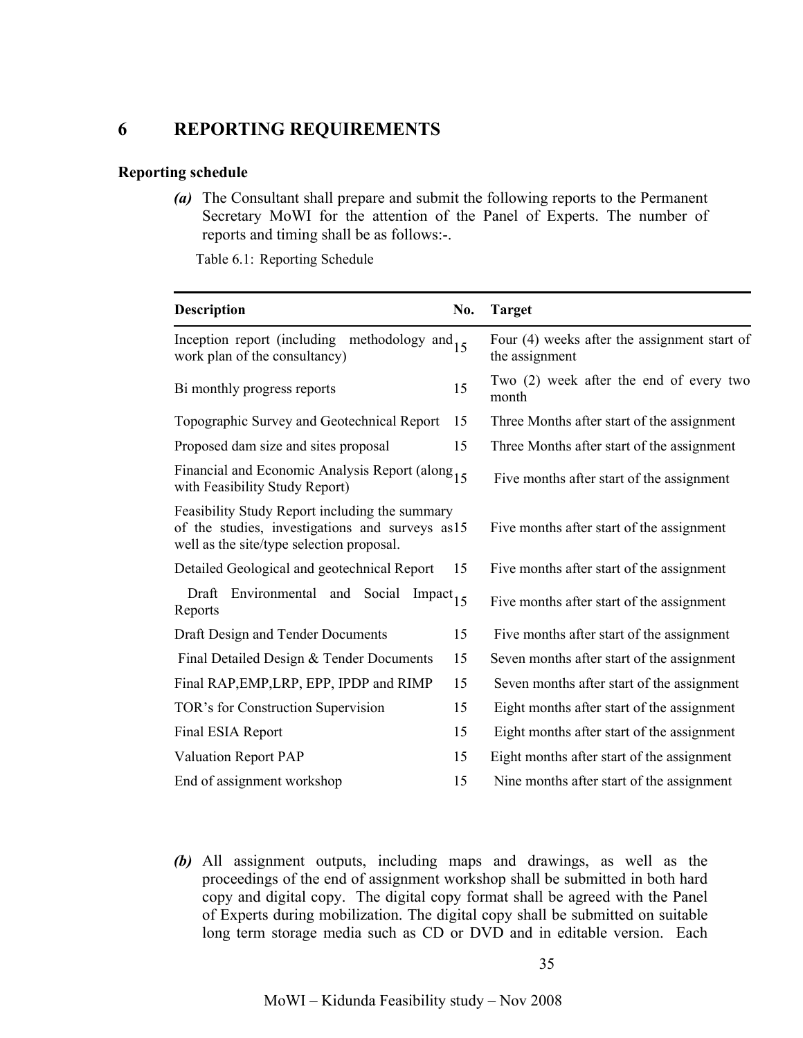# 6 REPORTING REQUIREMENTS

**Reporting schedule**

*(a)* The Consultant shall prepare and submit the following reports to the Permanent Secretary MoWI for the attention of the Panel of Experts. The number of reports and timing shall be as follows:-.

Table 6.1: Reporting Schedule

| Description | No. | Target |
|---|---|---|
| Inception report (including methodology and work plan of the consultancy) | 15 | Four (4) weeks after the assignment start of the assignment |
| Bi monthly progress reports | 15 | Two (2) week after the end of every two month |
| Topographic Survey and Geotechnical Report | 15 | Three Months after start of the assignment |
| Proposed dam size and sites proposal | 15 | Three Months after start of the assignment |
| Financial and Economic Analysis Report (along with Feasibility Study Report) | 15 | Five months after start of the assignment |
| Feasibility Study Report including the summary of the studies, investigations and surveys as well as the site/type selection proposal. | 15 | Five months after start of the assignment |
| Detailed Geological and geotechnical Report | 15 | Five months after start of the assignment |
| Draft Environmental and Social Impact Reports | 15 | Five months after start of the assignment |
| Draft Design and Tender Documents | 15 | Five months after start of the assignment |
| Final Detailed Design & Tender Documents | 15 | Seven months after start of the assignment |
| Final RAP,EMP,LRP, EPP, IPDP and RIMP | 15 | Seven months after start of the assignment |
| TOR's for Construction Supervision | 15 | Eight months after start of the assignment |
| Final ESIA Report | 15 | Eight months after start of the assignment |
| Valuation Report PAP | 15 | Eight months after start of the assignment |
| End of assignment workshop | 15 | Nine months after start of the assignment |

*(b)* All assignment outputs, including maps and drawings, as well as the proceedings of the end of assignment workshop shall be submitted in both hard copy and digital copy. The digital copy format shall be agreed with the Panel of Experts during mobilization. The digital copy shall be submitted on suitable long term storage media such as CD or DVD and in editable version. Each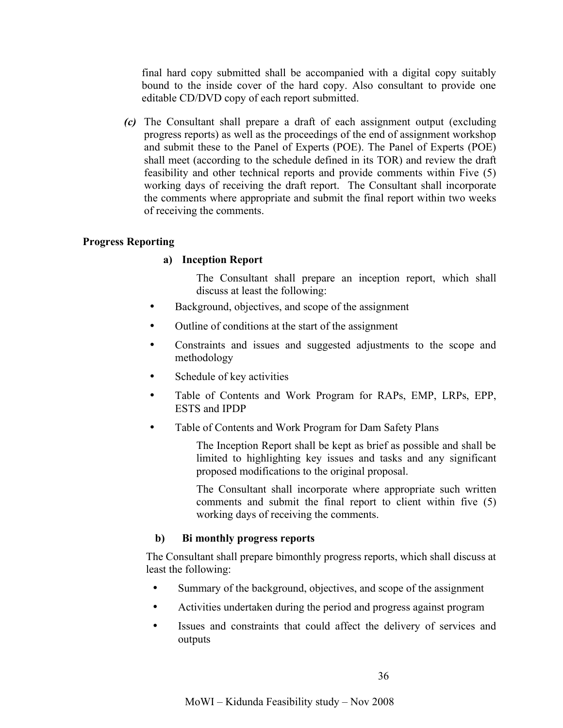final hard copy submitted shall be accompanied with a digital copy suitably bound to the inside cover of the hard copy. Also consultant to provide one editable CD/DVD copy of each report submitted.

***(c)*** The Consultant shall prepare a draft of each assignment output (excluding progress reports) as well as the proceedings of the end of assignment workshop and submit these to the Panel of Experts (POE). The Panel of Experts (POE) shall meet (according to the schedule defined in its TOR) and review the draft feasibility and other technical reports and provide comments within Five (5) working days of receiving the draft report. The Consultant shall incorporate the comments where appropriate and submit the final report within two weeks of receiving the comments.

**Progress Reporting**

**a) Inception Report**

The Consultant shall prepare an inception report, which shall discuss at least the following:

- Background, objectives, and scope of the assignment
- Outline of conditions at the start of the assignment
- Constraints and issues and suggested adjustments to the scope and methodology
- Schedule of key activities
- Table of Contents and Work Program for RAPs, EMP, LRPs, EPP, ESTS and IPDP
- Table of Contents and Work Program for Dam Safety Plans

The Inception Report shall be kept as brief as possible and shall be limited to highlighting key issues and tasks and any significant proposed modifications to the original proposal.

The Consultant shall incorporate where appropriate such written comments and submit the final report to client within five (5) working days of receiving the comments.

**b) Bi monthly progress reports**

The Consultant shall prepare bimonthly progress reports, which shall discuss at least the following:

- Summary of the background, objectives, and scope of the assignment
- Activities undertaken during the period and progress against program
- Issues and constraints that could affect the delivery of services and outputs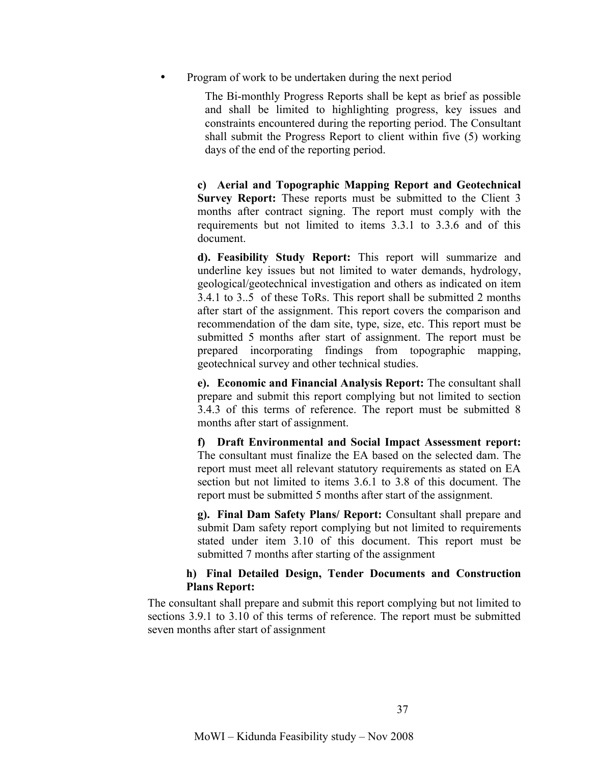- Program of work to be undertaken during the next period

The Bi-monthly Progress Reports shall be kept as brief as possible and shall be limited to highlighting progress, key issues and constraints encountered during the reporting period. The Consultant shall submit the Progress Report to client within five (5) working days of the end of the reporting period.

**c) Aerial and Topographic Mapping Report and Geotechnical Survey Report:** These reports must be submitted to the Client 3 months after contract signing. The report must comply with the requirements but not limited to items 3.3.1 to 3.3.6 and of this document.

**d). Feasibility Study Report:** This report will summarize and underline key issues but not limited to water demands, hydrology, geological/geotechnical investigation and others as indicated on item 3.4.1 to 3..5 of these ToRs. This report shall be submitted 2 months after start of the assignment. This report covers the comparison and recommendation of the dam site, type, size, etc. This report must be submitted 5 months after start of assignment. The report must be prepared incorporating findings from topographic mapping, geotechnical survey and other technical studies.

**e). Economic and Financial Analysis Report:** The consultant shall prepare and submit this report complying but not limited to section 3.4.3 of this terms of reference. The report must be submitted 8 months after start of assignment.

**f) Draft Environmental and Social Impact Assessment report:** The consultant must finalize the EA based on the selected dam. The report must meet all relevant statutory requirements as stated on EA section but not limited to items 3.6.1 to 3.8 of this document. The report must be submitted 5 months after start of the assignment.

**g). Final Dam Safety Plans/ Report:** Consultant shall prepare and submit Dam safety report complying but not limited to requirements stated under item 3.10 of this document. This report must be submitted 7 months after starting of the assignment

**h) Final Detailed Design, Tender Documents and Construction Plans Report:**

The consultant shall prepare and submit this report complying but not limited to sections 3.9.1 to 3.10 of this terms of reference. The report must be submitted seven months after start of assignment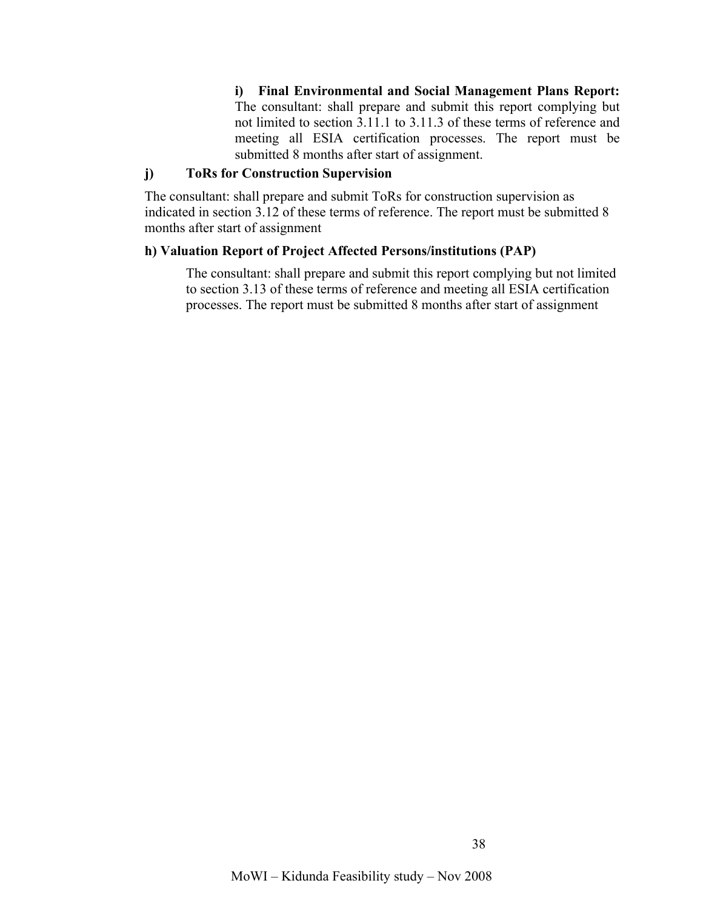**i) Final Environmental and Social Management Plans Report:** The consultant: shall prepare and submit this report complying but not limited to section 3.11.1 to 3.11.3 of these terms of reference and meeting all ESIA certification processes. The report must be submitted 8 months after start of assignment.

**j) ToRs for Construction Supervision**

The consultant: shall prepare and submit ToRs for construction supervision as indicated in section 3.12 of these terms of reference. The report must be submitted 8 months after start of assignment

**h) Valuation Report of Project Affected Persons/institutions (PAP)**

The consultant: shall prepare and submit this report complying but not limited to section 3.13 of these terms of reference and meeting all ESIA certification processes. The report must be submitted 8 months after start of assignment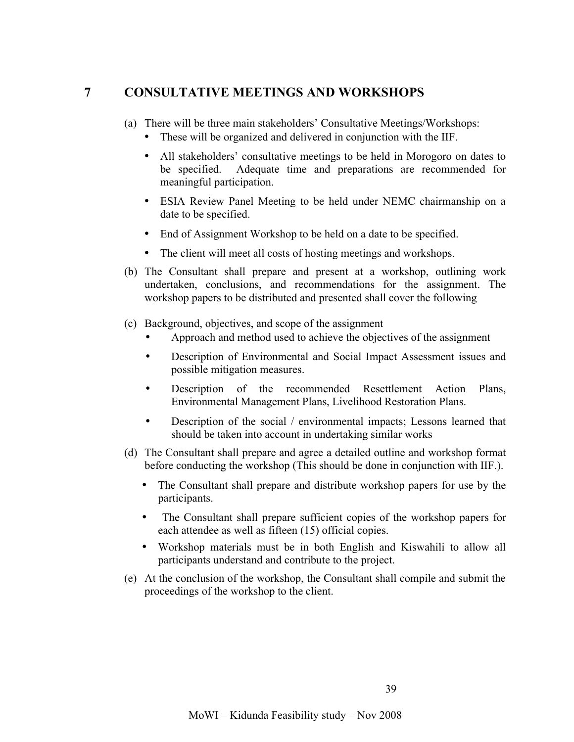## 7 CONSULTATIVE MEETINGS AND WORKSHOPS

(a) There will be three main stakeholders' Consultative Meetings/Workshops:

- These will be organized and delivered in conjunction with the IIF.
- All stakeholders' consultative meetings to be held in Morogoro on dates to be specified. Adequate time and preparations are recommended for meaningful participation.
- ESIA Review Panel Meeting to be held under NEMC chairmanship on a date to be specified.
- End of Assignment Workshop to be held on a date to be specified.
- The client will meet all costs of hosting meetings and workshops.

(b) The Consultant shall prepare and present at a workshop, outlining work undertaken, conclusions, and recommendations for the assignment. The workshop papers to be distributed and presented shall cover the following

(c) Background, objectives, and scope of the assignment

- Approach and method used to achieve the objectives of the assignment
- Description of Environmental and Social Impact Assessment issues and possible mitigation measures.
- Description of the recommended Resettlement Action Plans, Environmental Management Plans, Livelihood Restoration Plans.
- Description of the social / environmental impacts; Lessons learned that should be taken into account in undertaking similar works

(d) The Consultant shall prepare and agree a detailed outline and workshop format before conducting the workshop (This should be done in conjunction with IIF.).

- The Consultant shall prepare and distribute workshop papers for use by the participants.
- The Consultant shall prepare sufficient copies of the workshop papers for each attendee as well as fifteen (15) official copies.
- Workshop materials must be in both English and Kiswahili to allow all participants understand and contribute to the project.

(e) At the conclusion of the workshop, the Consultant shall compile and submit the proceedings of the workshop to the client.